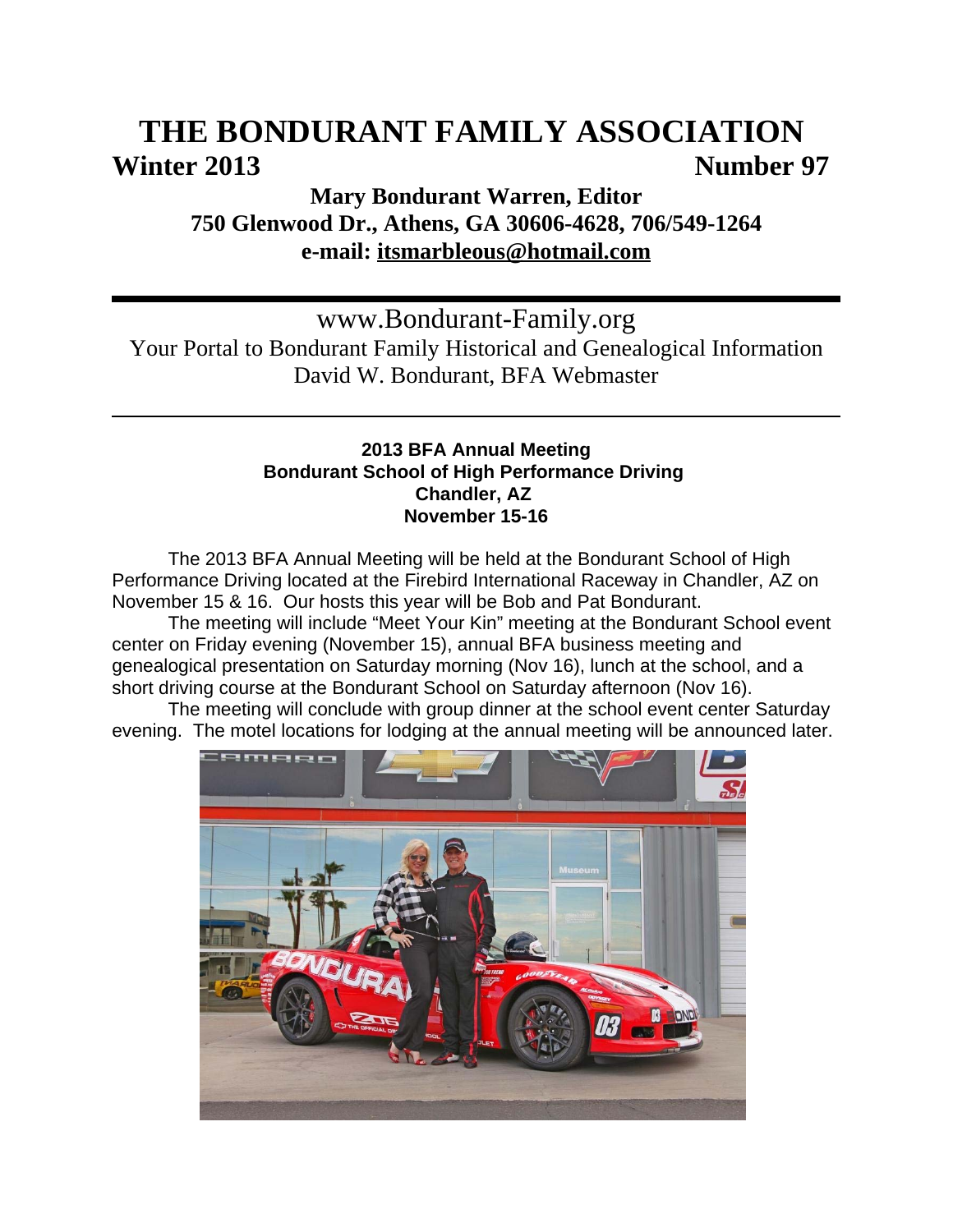# THE BONDURANT FAMILY ASSOCIATION

**Winter 2013** **Number 97**

**Mary Bondurant Warren, Editor**
**750 Glenwood Dr., Athens, GA 30606-4628, 706/549-1264**
**e-mail: itsmarbleous@hotmail.com**

---

www.Bondurant-Family.org
Your Portal to Bondurant Family Historical and Genealogical Information
David W. Bondurant, BFA Webmaster

---

### 2013 BFA Annual Meeting
### Bondurant School of High Performance Driving
### Chandler, AZ
### November 15-16

The 2013 BFA Annual Meeting will be held at the Bondurant School of High Performance Driving located at the Firebird International Raceway in Chandler, AZ on November 15 & 16. Our hosts this year will be Bob and Pat Bondurant.

The meeting will include "Meet Your Kin" meeting at the Bondurant School event center on Friday evening (November 15), annual BFA business meeting and genealogical presentation on Saturday morning (Nov 16), lunch at the school, and a short driving course at the Bondurant School on Saturday afternoon (Nov 16).

The meeting will conclude with group dinner at the school event center Saturday evening. The motel locations for lodging at the annual meeting will be announced later.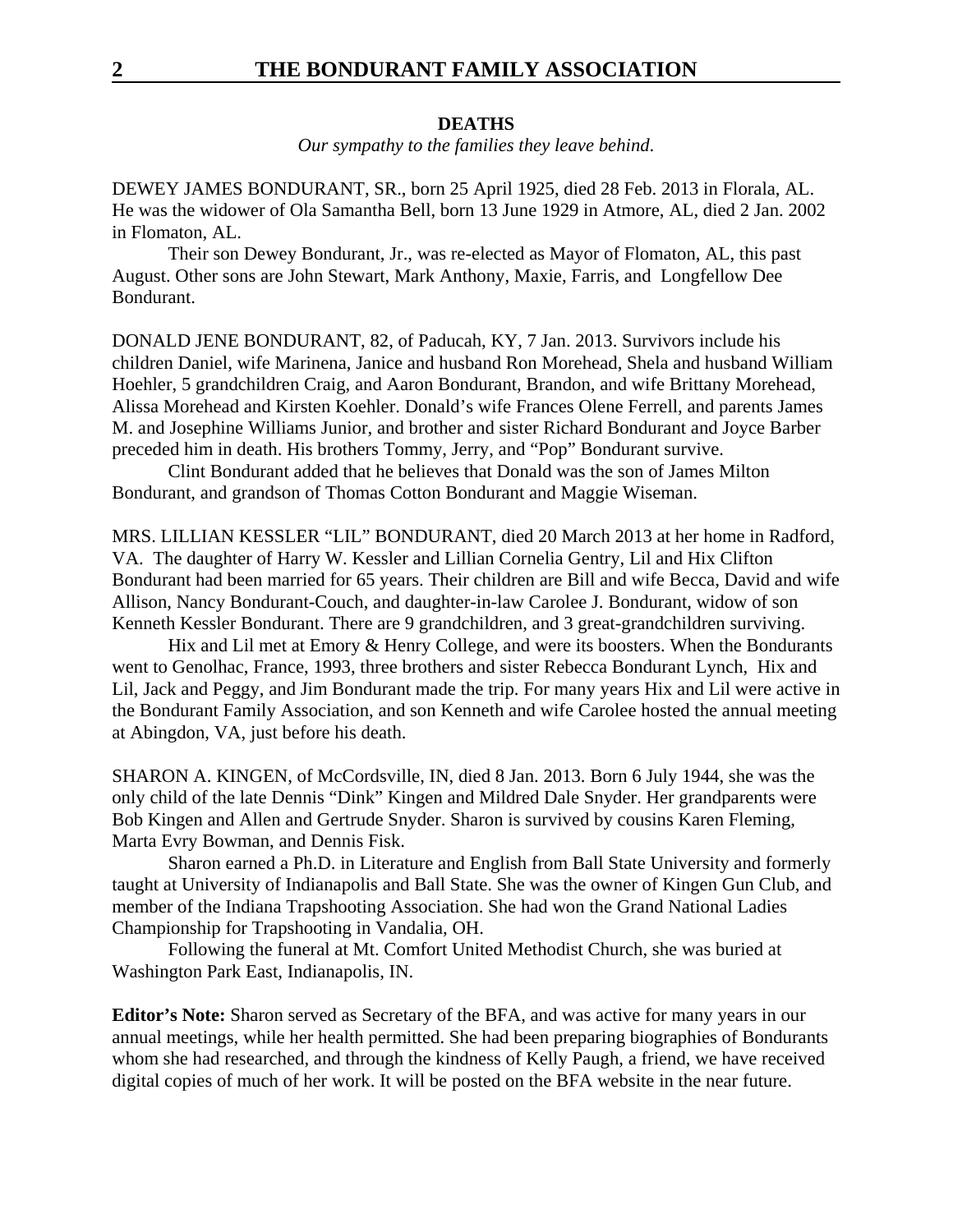## DEATHS

*Our sympathy to the families they leave behind.*

DEWEY JAMES BONDURANT, SR., born 25 April 1925, died 28 Feb. 2013 in Florala, AL. He was the widower of Ola Samantha Bell, born 13 June 1929 in Atmore, AL, died 2 Jan. 2002 in Flomaton, AL.

Their son Dewey Bondurant, Jr., was re-elected as Mayor of Flomaton, AL, this past August. Other sons are John Stewart, Mark Anthony, Maxie, Farris, and Longfellow Dee Bondurant.

DONALD JENE BONDURANT, 82, of Paducah, KY, 7 Jan. 2013. Survivors include his children Daniel, wife Marinena, Janice and husband Ron Morehead, Shela and husband William Hoehler, 5 grandchildren Craig, and Aaron Bondurant, Brandon, and wife Brittany Morehead, Alissa Morehead and Kirsten Koehler. Donald's wife Frances Olene Ferrell, and parents James M. and Josephine Williams Junior, and brother and sister Richard Bondurant and Joyce Barber preceded him in death. His brothers Tommy, Jerry, and "Pop" Bondurant survive.

Clint Bondurant added that he believes that Donald was the son of James Milton Bondurant, and grandson of Thomas Cotton Bondurant and Maggie Wiseman.

MRS. LILLIAN KESSLER "LIL" BONDURANT, died 20 March 2013 at her home in Radford, VA. The daughter of Harry W. Kessler and Lillian Cornelia Gentry, Lil and Hix Clifton Bondurant had been married for 65 years. Their children are Bill and wife Becca, David and wife Allison, Nancy Bondurant-Couch, and daughter-in-law Carolee J. Bondurant, widow of son Kenneth Kessler Bondurant. There are 9 grandchildren, and 3 great-grandchildren surviving.

Hix and Lil met at Emory & Henry College, and were its boosters. When the Bondurants went to Genolhac, France, 1993, three brothers and sister Rebecca Bondurant Lynch, Hix and Lil, Jack and Peggy, and Jim Bondurant made the trip. For many years Hix and Lil were active in the Bondurant Family Association, and son Kenneth and wife Carolee hosted the annual meeting at Abingdon, VA, just before his death.

SHARON A. KINGEN, of McCordsville, IN, died 8 Jan. 2013. Born 6 July 1944, she was the only child of the late Dennis "Dink" Kingen and Mildred Dale Snyder. Her grandparents were Bob Kingen and Allen and Gertrude Snyder. Sharon is survived by cousins Karen Fleming, Marta Evry Bowman, and Dennis Fisk.

Sharon earned a Ph.D. in Literature and English from Ball State University and formerly taught at University of Indianapolis and Ball State. She was the owner of Kingen Gun Club, and member of the Indiana Trapshooting Association. She had won the Grand National Ladies Championship for Trapshooting in Vandalia, OH.

Following the funeral at Mt. Comfort United Methodist Church, she was buried at Washington Park East, Indianapolis, IN.

**Editor's Note:** Sharon served as Secretary of the BFA, and was active for many years in our annual meetings, while her health permitted. She had been preparing biographies of Bondurants whom she had researched, and through the kindness of Kelly Paugh, a friend, we have received digital copies of much of her work. It will be posted on the BFA website in the near future.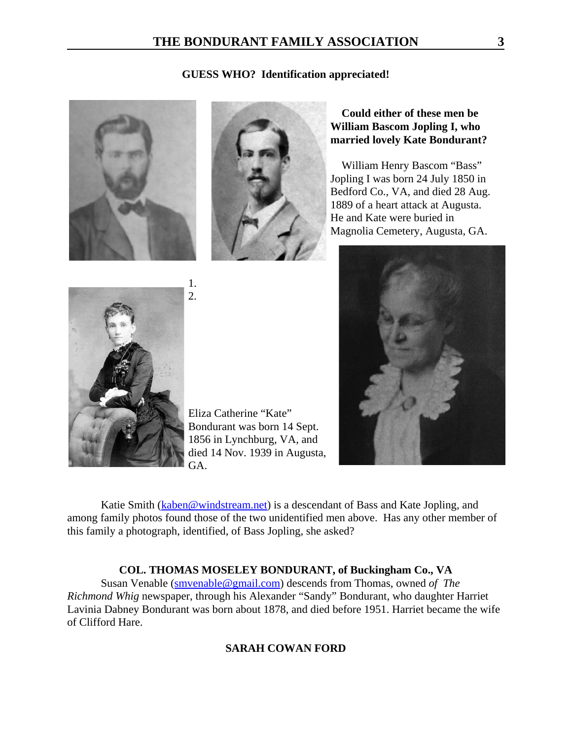**GUESS WHO? Identification appreciated!**

**Could either of these men be William Bascom Jopling I, who married lovely Kate Bondurant?**

William Henry Bascom "Bass" Jopling I was born 24 July 1850 in Bedford Co., VA, and died 28 Aug. 1889 of a heart attack at Augusta. He and Kate were buried in Magnolia Cemetery, Augusta, GA.

1.
2.

Eliza Catherine "Kate" Bondurant was born 14 Sept. 1856 in Lynchburg, VA, and died 14 Nov. 1939 in Augusta, GA.

Katie Smith (kaben@windstream.net) is a descendant of Bass and Kate Jopling, and among family photos found those of the two unidentified men above. Has any other member of this family a photograph, identified, of Bass Jopling, she asked?

**COL. THOMAS MOSELEY BONDURANT, of Buckingham Co., VA**

Susan Venable (smvenable@gmail.com) descends from Thomas, owned *of The Richmond Whig* newspaper, through his Alexander "Sandy" Bondurant, who daughter Harriet Lavinia Dabney Bondurant was born about 1878, and died before 1951. Harriet became the wife of Clifford Hare.

**SARAH COWAN FORD**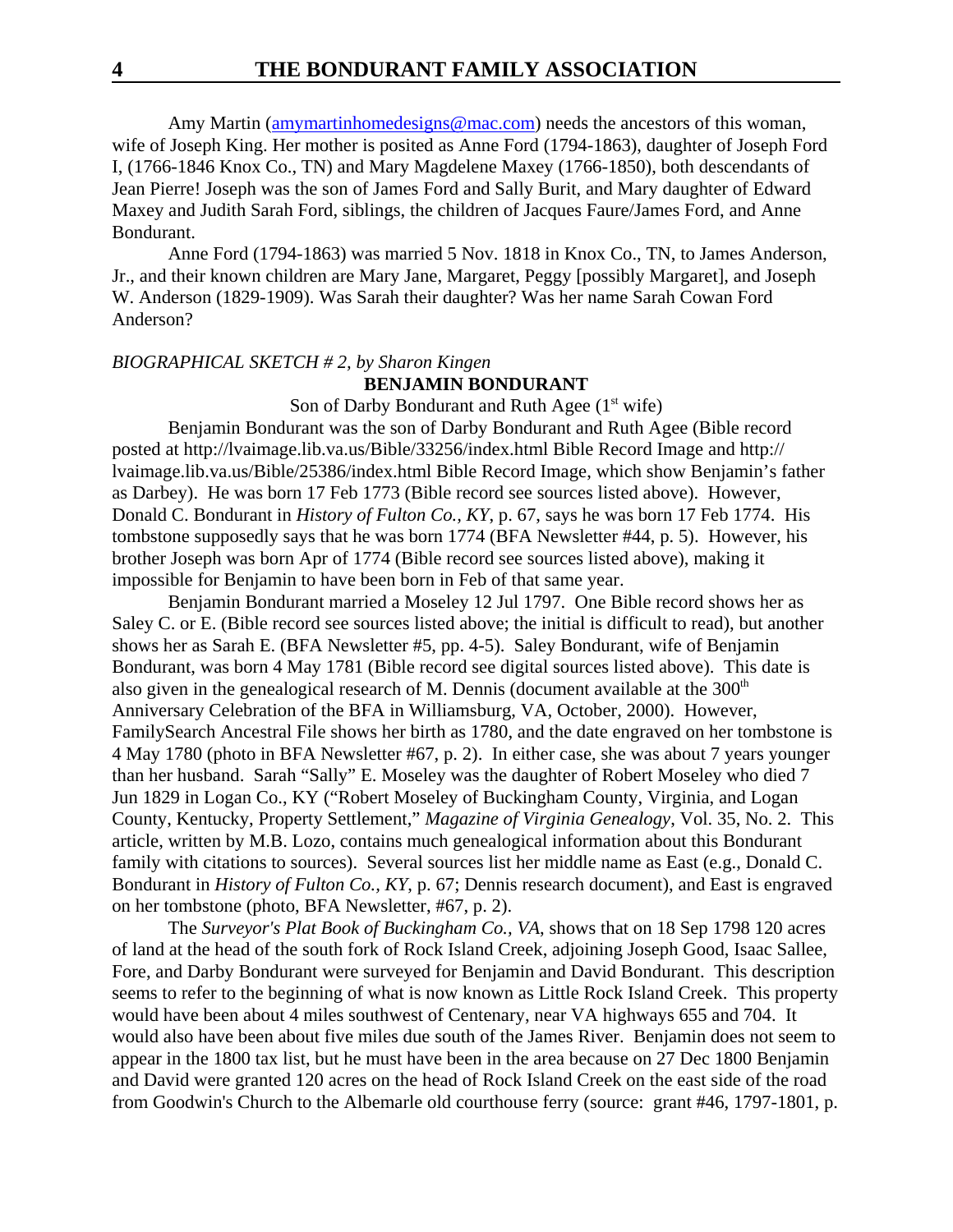Amy Martin (amymartinhomedesigns@mac.com) needs the ancestors of this woman, wife of Joseph King. Her mother is posited as Anne Ford (1794-1863), daughter of Joseph Ford I, (1766-1846 Knox Co., TN) and Mary Magdelene Maxey (1766-1850), both descendants of Jean Pierre! Joseph was the son of James Ford and Sally Burit, and Mary daughter of Edward Maxey and Judith Sarah Ford, siblings, the children of Jacques Faure/James Ford, and Anne Bondurant.

Anne Ford (1794-1863) was married 5 Nov. 1818 in Knox Co., TN, to James Anderson, Jr., and their known children are Mary Jane, Margaret, Peggy [possibly Margaret], and Joseph W. Anderson (1829-1909). Was Sarah their daughter? Was her name Sarah Cowan Ford Anderson?

*BIOGRAPHICAL SKETCH # 2, by Sharon Kingen*

**BENJAMIN BONDURANT**

Son of Darby Bondurant and Ruth Agee (1st wife)

Benjamin Bondurant was the son of Darby Bondurant and Ruth Agee (Bible record posted at http://lvaimage.lib.va.us/Bible/33256/index.html Bible Record Image and http://lvaimage.lib.va.us/Bible/25386/index.html Bible Record Image, which show Benjamin's father as Darbey). He was born 17 Feb 1773 (Bible record see sources listed above). However, Donald C. Bondurant in *History of Fulton Co., KY*, p. 67, says he was born 17 Feb 1774. His tombstone supposedly says that he was born 1774 (BFA Newsletter #44, p. 5). However, his brother Joseph was born Apr of 1774 (Bible record see sources listed above), making it impossible for Benjamin to have been born in Feb of that same year.

Benjamin Bondurant married a Moseley 12 Jul 1797. One Bible record shows her as Saley C. or E. (Bible record see sources listed above; the initial is difficult to read), but another shows her as Sarah E. (BFA Newsletter #5, pp. 4-5). Saley Bondurant, wife of Benjamin Bondurant, was born 4 May 1781 (Bible record see digital sources listed above). This date is also given in the genealogical research of M. Dennis (document available at the 300th Anniversary Celebration of the BFA in Williamsburg, VA, October, 2000). However, FamilySearch Ancestral File shows her birth as 1780, and the date engraved on her tombstone is 4 May 1780 (photo in BFA Newsletter #67, p. 2). In either case, she was about 7 years younger than her husband. Sarah "Sally" E. Moseley was the daughter of Robert Moseley who died 7 Jun 1829 in Logan Co., KY ("Robert Moseley of Buckingham County, Virginia, and Logan County, Kentucky, Property Settlement," *Magazine of Virginia Genealogy*, Vol. 35, No. 2. This article, written by M.B. Lozo, contains much genealogical information about this Bondurant family with citations to sources). Several sources list her middle name as East (e.g., Donald C. Bondurant in *History of Fulton Co., KY*, p. 67; Dennis research document), and East is engraved on her tombstone (photo, BFA Newsletter, #67, p. 2).

The *Surveyor's Plat Book of Buckingham Co., VA*, shows that on 18 Sep 1798 120 acres of land at the head of the south fork of Rock Island Creek, adjoining Joseph Good, Isaac Sallee, Fore, and Darby Bondurant were surveyed for Benjamin and David Bondurant. This description seems to refer to the beginning of what is now known as Little Rock Island Creek. This property would have been about 4 miles southwest of Centenary, near VA highways 655 and 704. It would also have been about five miles due south of the James River. Benjamin does not seem to appear in the 1800 tax list, but he must have been in the area because on 27 Dec 1800 Benjamin and David were granted 120 acres on the head of Rock Island Creek on the east side of the road from Goodwin's Church to the Albemarle old courthouse ferry (source: grant #46, 1797-1801, p.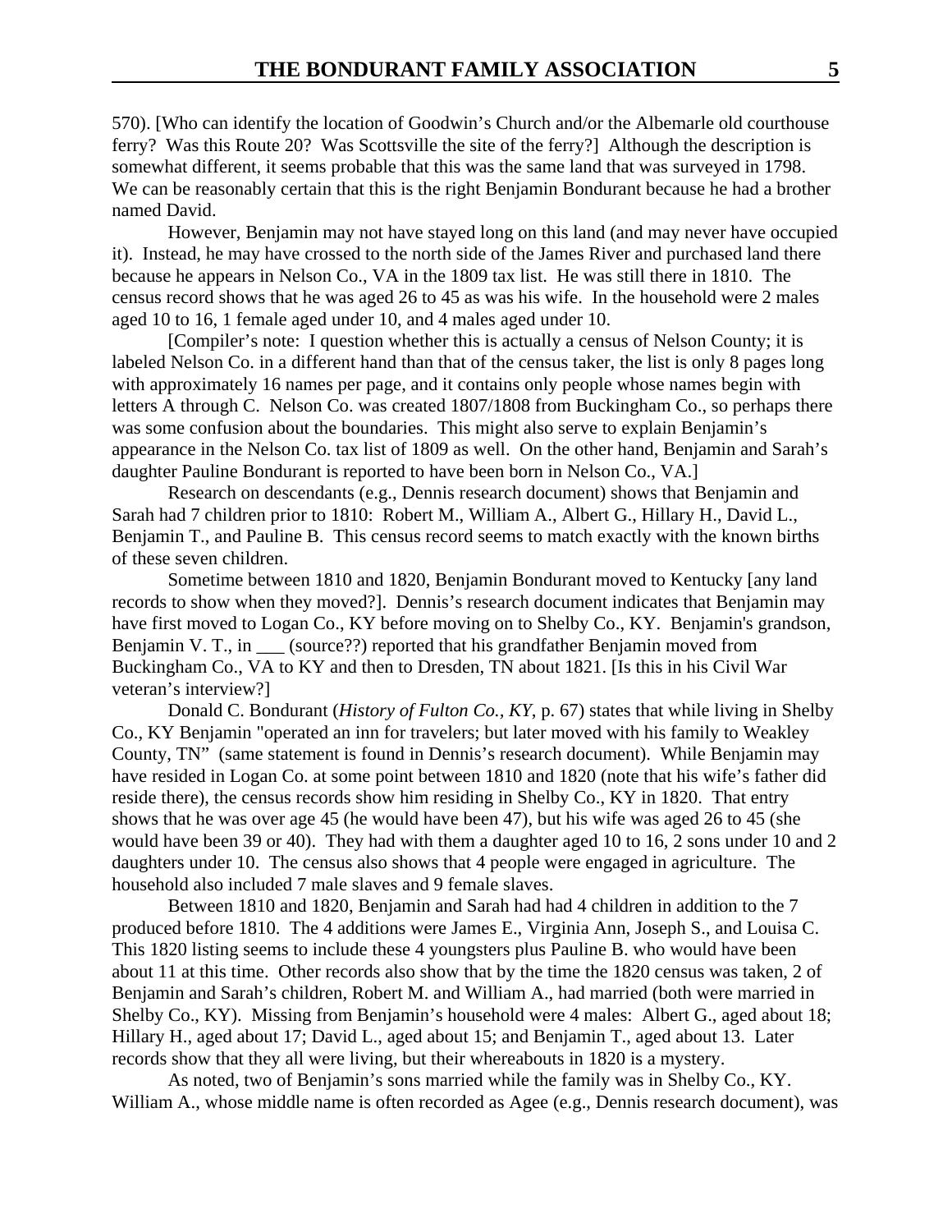570). [Who can identify the location of Goodwin's Church and/or the Albemarle old courthouse ferry? Was this Route 20? Was Scottsville the site of the ferry?] Although the description is somewhat different, it seems probable that this was the same land that was surveyed in 1798. We can be reasonably certain that this is the right Benjamin Bondurant because he had a brother named David.

However, Benjamin may not have stayed long on this land (and may never have occupied it). Instead, he may have crossed to the north side of the James River and purchased land there because he appears in Nelson Co., VA in the 1809 tax list. He was still there in 1810. The census record shows that he was aged 26 to 45 as was his wife. In the household were 2 males aged 10 to 16, 1 female aged under 10, and 4 males aged under 10.

[Compiler's note: I question whether this is actually a census of Nelson County; it is labeled Nelson Co. in a different hand than that of the census taker, the list is only 8 pages long with approximately 16 names per page, and it contains only people whose names begin with letters A through C. Nelson Co. was created 1807/1808 from Buckingham Co., so perhaps there was some confusion about the boundaries. This might also serve to explain Benjamin's appearance in the Nelson Co. tax list of 1809 as well. On the other hand, Benjamin and Sarah's daughter Pauline Bondurant is reported to have been born in Nelson Co., VA.]

Research on descendants (e.g., Dennis research document) shows that Benjamin and Sarah had 7 children prior to 1810: Robert M., William A., Albert G., Hillary H., David L., Benjamin T., and Pauline B. This census record seems to match exactly with the known births of these seven children.

Sometime between 1810 and 1820, Benjamin Bondurant moved to Kentucky [any land records to show when they moved?]. Dennis's research document indicates that Benjamin may have first moved to Logan Co., KY before moving on to Shelby Co., KY. Benjamin's grandson, Benjamin V. T., in ___ (source??) reported that his grandfather Benjamin moved from Buckingham Co., VA to KY and then to Dresden, TN about 1821. [Is this in his Civil War veteran's interview?]

Donald C. Bondurant (*History of Fulton Co., KY*, p. 67) states that while living in Shelby Co., KY Benjamin "operated an inn for travelers; but later moved with his family to Weakley County, TN" (same statement is found in Dennis's research document). While Benjamin may have resided in Logan Co. at some point between 1810 and 1820 (note that his wife's father did reside there), the census records show him residing in Shelby Co., KY in 1820. That entry shows that he was over age 45 (he would have been 47), but his wife was aged 26 to 45 (she would have been 39 or 40). They had with them a daughter aged 10 to 16, 2 sons under 10 and 2 daughters under 10. The census also shows that 4 people were engaged in agriculture. The household also included 7 male slaves and 9 female slaves.

Between 1810 and 1820, Benjamin and Sarah had had 4 children in addition to the 7 produced before 1810. The 4 additions were James E., Virginia Ann, Joseph S., and Louisa C. This 1820 listing seems to include these 4 youngsters plus Pauline B. who would have been about 11 at this time. Other records also show that by the time the 1820 census was taken, 2 of Benjamin and Sarah's children, Robert M. and William A., had married (both were married in Shelby Co., KY). Missing from Benjamin's household were 4 males: Albert G., aged about 18; Hillary H., aged about 17; David L., aged about 15; and Benjamin T., aged about 13. Later records show that they all were living, but their whereabouts in 1820 is a mystery.

As noted, two of Benjamin's sons married while the family was in Shelby Co., KY. William A., whose middle name is often recorded as Agee (e.g., Dennis research document), was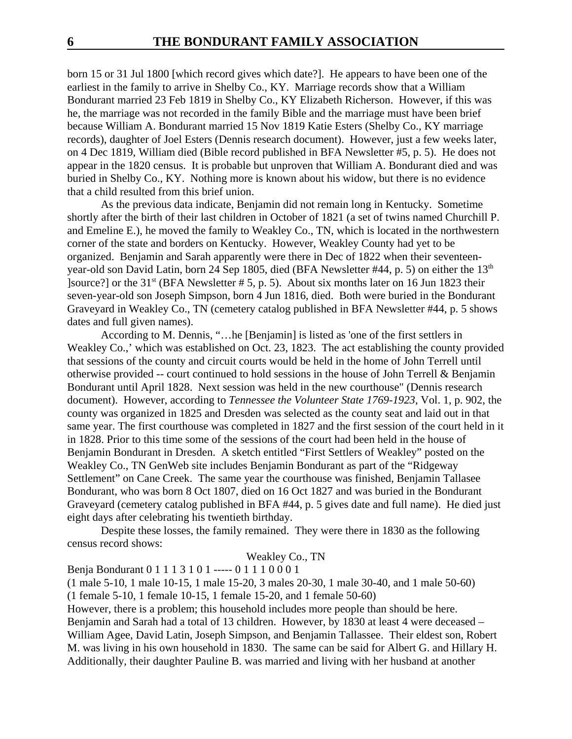born 15 or 31 Jul 1800 [which record gives which date?]. He appears to have been one of the earliest in the family to arrive in Shelby Co., KY. Marriage records show that a William Bondurant married 23 Feb 1819 in Shelby Co., KY Elizabeth Richerson. However, if this was he, the marriage was not recorded in the family Bible and the marriage must have been brief because William A. Bondurant married 15 Nov 1819 Katie Esters (Shelby Co., KY marriage records), daughter of Joel Esters (Dennis research document). However, just a few weeks later, on 4 Dec 1819, William died (Bible record published in BFA Newsletter #5, p. 5). He does not appear in the 1820 census. It is probable but unproven that William A. Bondurant died and was buried in Shelby Co., KY. Nothing more is known about his widow, but there is no evidence that a child resulted from this brief union.

As the previous data indicate, Benjamin did not remain long in Kentucky. Sometime shortly after the birth of their last children in October of 1821 (a set of twins named Churchill P. and Emeline E.), he moved the family to Weakley Co., TN, which is located in the northwestern corner of the state and borders on Kentucky. However, Weakley County had yet to be organized. Benjamin and Sarah apparently were there in Dec of 1822 when their seventeen-year-old son David Latin, born 24 Sep 1805, died (BFA Newsletter #44, p. 5) on either the 13th ]source?] or the 31st (BFA Newsletter # 5, p. 5). About six months later on 16 Jun 1823 their seven-year-old son Joseph Simpson, born 4 Jun 1816, died. Both were buried in the Bondurant Graveyard in Weakley Co., TN (cemetery catalog published in BFA Newsletter #44, p. 5 shows dates and full given names).

According to M. Dennis, "…he [Benjamin] is listed as 'one of the first settlers in Weakley Co.,' which was established on Oct. 23, 1823. The act establishing the county provided that sessions of the county and circuit courts would be held in the home of John Terrell until otherwise provided -- court continued to hold sessions in the house of John Terrell & Benjamin Bondurant until April 1828. Next session was held in the new courthouse" (Dennis research document). However, according to *Tennessee the Volunteer State 1769-1923*, Vol. 1, p. 902, the county was organized in 1825 and Dresden was selected as the county seat and laid out in that same year. The first courthouse was completed in 1827 and the first session of the court held in it in 1828. Prior to this time some of the sessions of the court had been held in the house of Benjamin Bondurant in Dresden. A sketch entitled "First Settlers of Weakley" posted on the Weakley Co., TN GenWeb site includes Benjamin Bondurant as part of the "Ridgeway Settlement" on Cane Creek. The same year the courthouse was finished, Benjamin Tallasee Bondurant, who was born 8 Oct 1807, died on 16 Oct 1827 and was buried in the Bondurant Graveyard (cemetery catalog published in BFA #44, p. 5 gives date and full name). He died just eight days after celebrating his twentieth birthday.

Despite these losses, the family remained. They were there in 1830 as the following census record shows:

Weakley Co., TN

Benja Bondurant 0 1 1 1 3 1 0 1 ----- 0 1 1 1 0 0 0 1

(1 male 5-10, 1 male 10-15, 1 male 15-20, 3 males 20-30, 1 male 30-40, and 1 male 50-60)

(1 female 5-10, 1 female 10-15, 1 female 15-20, and 1 female 50-60)

However, there is a problem; this household includes more people than should be here. Benjamin and Sarah had a total of 13 children. However, by 1830 at least 4 were deceased – William Agee, David Latin, Joseph Simpson, and Benjamin Tallassee. Their eldest son, Robert M. was living in his own household in 1830. The same can be said for Albert G. and Hillary H. Additionally, their daughter Pauline B. was married and living with her husband at another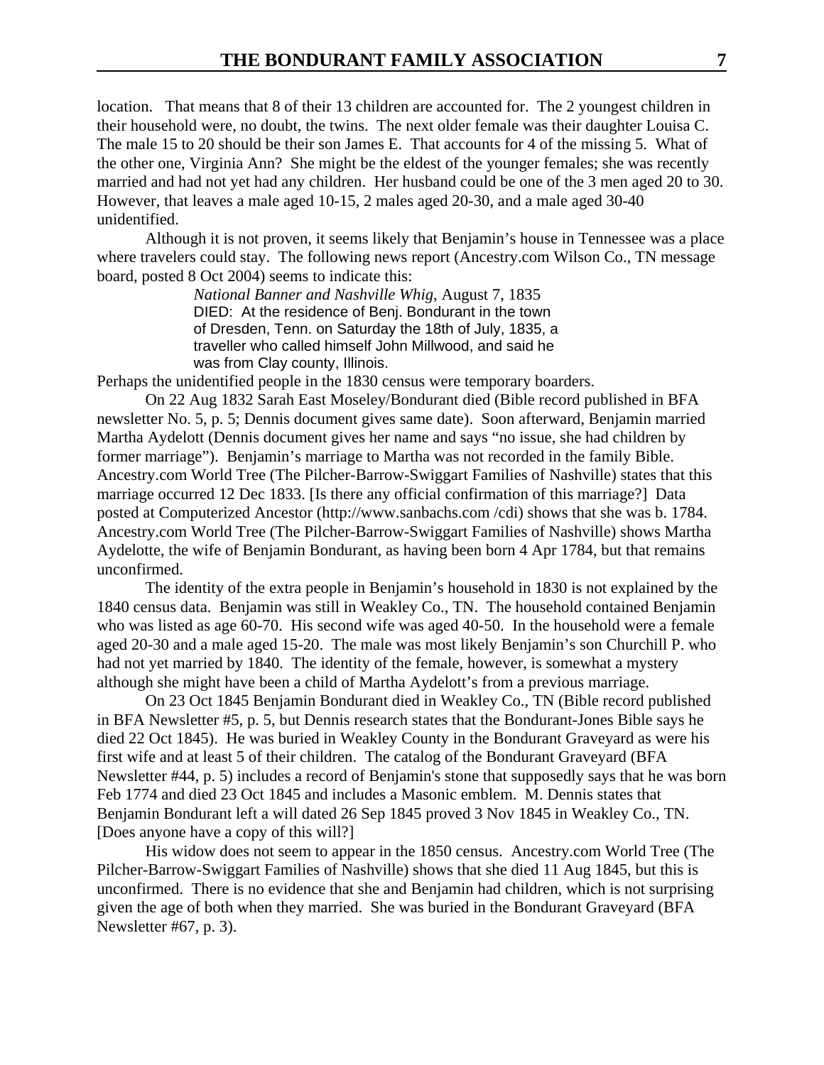location. That means that 8 of their 13 children are accounted for. The 2 youngest children in their household were, no doubt, the twins. The next older female was their daughter Louisa C. The male 15 to 20 should be their son James E. That accounts for 4 of the missing 5. What of the other one, Virginia Ann? She might be the eldest of the younger females; she was recently married and had not yet had any children. Her husband could be one of the 3 men aged 20 to 30. However, that leaves a male aged 10-15, 2 males aged 20-30, and a male aged 30-40 unidentified.

Although it is not proven, it seems likely that Benjamin's house in Tennessee was a place where travelers could stay. The following news report (Ancestry.com Wilson Co., TN message board, posted 8 Oct 2004) seems to indicate this:

> *National Banner and Nashville Whig*, August 7, 1835
> DIED: At the residence of Benj. Bondurant in the town of Dresden, Tenn. on Saturday the 18th of July, 1835, a traveller who called himself John Millwood, and said he was from Clay county, Illinois.

Perhaps the unidentified people in the 1830 census were temporary boarders.

On 22 Aug 1832 Sarah East Moseley/Bondurant died (Bible record published in BFA newsletter No. 5, p. 5; Dennis document gives same date). Soon afterward, Benjamin married Martha Aydelott (Dennis document gives her name and says "no issue, she had children by former marriage"). Benjamin's marriage to Martha was not recorded in the family Bible. Ancestry.com World Tree (The Pilcher-Barrow-Swiggart Families of Nashville) states that this marriage occurred 12 Dec 1833. [Is there any official confirmation of this marriage?] Data posted at Computerized Ancestor (http://www.sanbachs.com /cdi) shows that she was b. 1784. Ancestry.com World Tree (The Pilcher-Barrow-Swiggart Families of Nashville) shows Martha Aydelotte, the wife of Benjamin Bondurant, as having been born 4 Apr 1784, but that remains unconfirmed.

The identity of the extra people in Benjamin's household in 1830 is not explained by the 1840 census data. Benjamin was still in Weakley Co., TN. The household contained Benjamin who was listed as age 60-70. His second wife was aged 40-50. In the household were a female aged 20-30 and a male aged 15-20. The male was most likely Benjamin's son Churchill P. who had not yet married by 1840. The identity of the female, however, is somewhat a mystery although she might have been a child of Martha Aydelott's from a previous marriage.

On 23 Oct 1845 Benjamin Bondurant died in Weakley Co., TN (Bible record published in BFA Newsletter #5, p. 5, but Dennis research states that the Bondurant-Jones Bible says he died 22 Oct 1845). He was buried in Weakley County in the Bondurant Graveyard as were his first wife and at least 5 of their children. The catalog of the Bondurant Graveyard (BFA Newsletter #44, p. 5) includes a record of Benjamin's stone that supposedly says that he was born Feb 1774 and died 23 Oct 1845 and includes a Masonic emblem. M. Dennis states that Benjamin Bondurant left a will dated 26 Sep 1845 proved 3 Nov 1845 in Weakley Co., TN. [Does anyone have a copy of this will?]

His widow does not seem to appear in the 1850 census. Ancestry.com World Tree (The Pilcher-Barrow-Swiggart Families of Nashville) shows that she died 11 Aug 1845, but this is unconfirmed. There is no evidence that she and Benjamin had children, which is not surprising given the age of both when they married. She was buried in the Bondurant Graveyard (BFA Newsletter #67, p. 3).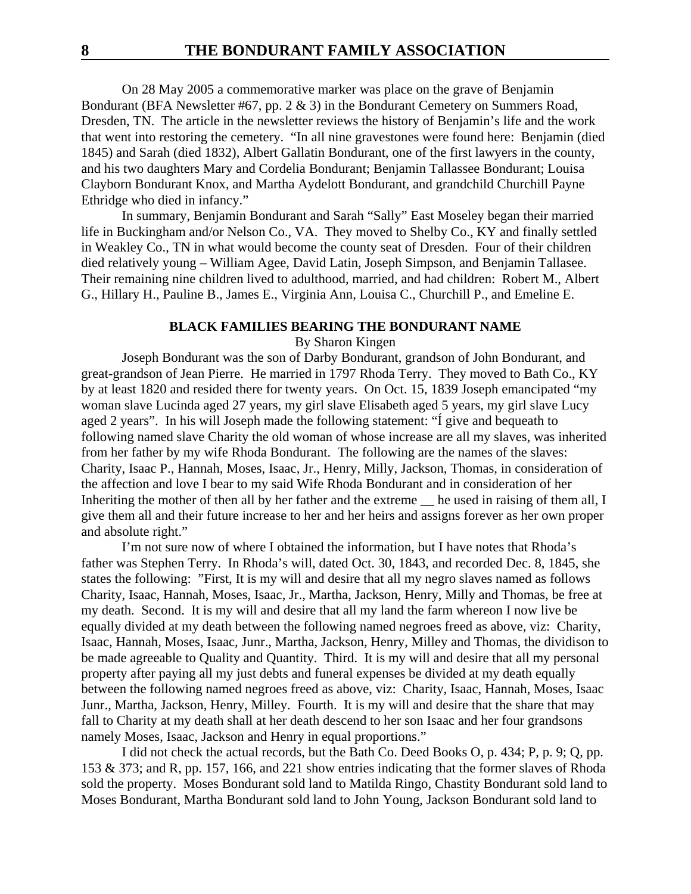On 28 May 2005 a commemorative marker was place on the grave of Benjamin Bondurant (BFA Newsletter #67, pp. 2 & 3) in the Bondurant Cemetery on Summers Road, Dresden, TN. The article in the newsletter reviews the history of Benjamin's life and the work that went into restoring the cemetery. "In all nine gravestones were found here: Benjamin (died 1845) and Sarah (died 1832), Albert Gallatin Bondurant, one of the first lawyers in the county, and his two daughters Mary and Cordelia Bondurant; Benjamin Tallassee Bondurant; Louisa Clayborn Bondurant Knox, and Martha Aydelott Bondurant, and grandchild Churchill Payne Ethridge who died in infancy."

In summary, Benjamin Bondurant and Sarah "Sally" East Moseley began their married life in Buckingham and/or Nelson Co., VA. They moved to Shelby Co., KY and finally settled in Weakley Co., TN in what would become the county seat of Dresden. Four of their children died relatively young – William Agee, David Latin, Joseph Simpson, and Benjamin Tallasee. Their remaining nine children lived to adulthood, married, and had children: Robert M., Albert G., Hillary H., Pauline B., James E., Virginia Ann, Louisa C., Churchill P., and Emeline E.

## BLACK FAMILIES BEARING THE BONDURANT NAME

By Sharon Kingen

Joseph Bondurant was the son of Darby Bondurant, grandson of John Bondurant, and great-grandson of Jean Pierre. He married in 1797 Rhoda Terry. They moved to Bath Co., KY by at least 1820 and resided there for twenty years. On Oct. 15, 1839 Joseph emancipated "my woman slave Lucinda aged 27 years, my girl slave Elisabeth aged 5 years, my girl slave Lucy aged 2 years". In his will Joseph made the following statement: "Í give and bequeath to following named slave Charity the old woman of whose increase are all my slaves, was inherited from her father by my wife Rhoda Bondurant. The following are the names of the slaves: Charity, Isaac P., Hannah, Moses, Isaac, Jr., Henry, Milly, Jackson, Thomas, in consideration of the affection and love I bear to my said Wife Rhoda Bondurant and in consideration of her Inheriting the mother of then all by her father and the extreme __ he used in raising of them all, I give them all and their future increase to her and her heirs and assigns forever as her own proper and absolute right."

I'm not sure now of where I obtained the information, but I have notes that Rhoda's father was Stephen Terry. In Rhoda's will, dated Oct. 30, 1843, and recorded Dec. 8, 1845, she states the following: "First, It is my will and desire that all my negro slaves named as follows Charity, Isaac, Hannah, Moses, Isaac, Jr., Martha, Jackson, Henry, Milly and Thomas, be free at my death. Second. It is my will and desire that all my land the farm whereon I now live be equally divided at my death between the following named negroes freed as above, viz: Charity, Isaac, Hannah, Moses, Isaac, Junr., Martha, Jackson, Henry, Milley and Thomas, the dividison to be made agreeable to Quality and Quantity. Third. It is my will and desire that all my personal property after paying all my just debts and funeral expenses be divided at my death equally between the following named negroes freed as above, viz: Charity, Isaac, Hannah, Moses, Isaac Junr., Martha, Jackson, Henry, Milley. Fourth. It is my will and desire that the share that may fall to Charity at my death shall at her death descend to her son Isaac and her four grandsons namely Moses, Isaac, Jackson and Henry in equal proportions."

I did not check the actual records, but the Bath Co. Deed Books O, p. 434; P, p. 9; Q, pp. 153 & 373; and R, pp. 157, 166, and 221 show entries indicating that the former slaves of Rhoda sold the property. Moses Bondurant sold land to Matilda Ringo, Chastity Bondurant sold land to Moses Bondurant, Martha Bondurant sold land to John Young, Jackson Bondurant sold land to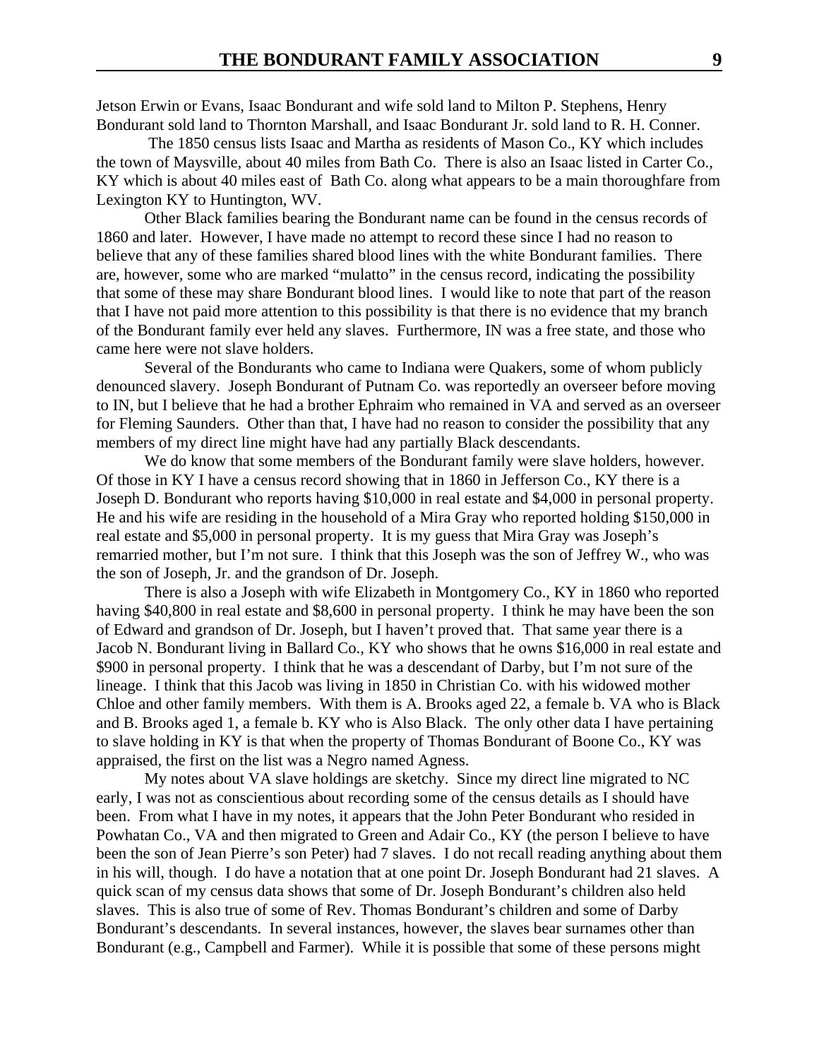Jetson Erwin or Evans, Isaac Bondurant and wife sold land to Milton P. Stephens, Henry Bondurant sold land to Thornton Marshall, and Isaac Bondurant Jr. sold land to R. H. Conner.

The 1850 census lists Isaac and Martha as residents of Mason Co., KY which includes the town of Maysville, about 40 miles from Bath Co. There is also an Isaac listed in Carter Co., KY which is about 40 miles east of Bath Co. along what appears to be a main thoroughfare from Lexington KY to Huntington, WV.

Other Black families bearing the Bondurant name can be found in the census records of 1860 and later. However, I have made no attempt to record these since I had no reason to believe that any of these families shared blood lines with the white Bondurant families. There are, however, some who are marked "mulatto" in the census record, indicating the possibility that some of these may share Bondurant blood lines. I would like to note that part of the reason that I have not paid more attention to this possibility is that there is no evidence that my branch of the Bondurant family ever held any slaves. Furthermore, IN was a free state, and those who came here were not slave holders.

Several of the Bondurants who came to Indiana were Quakers, some of whom publicly denounced slavery. Joseph Bondurant of Putnam Co. was reportedly an overseer before moving to IN, but I believe that he had a brother Ephraim who remained in VA and served as an overseer for Fleming Saunders. Other than that, I have had no reason to consider the possibility that any members of my direct line might have had any partially Black descendants.

We do know that some members of the Bondurant family were slave holders, however. Of those in KY I have a census record showing that in 1860 in Jefferson Co., KY there is a Joseph D. Bondurant who reports having $10,000 in real estate and $4,000 in personal property. He and his wife are residing in the household of a Mira Gray who reported holding $150,000 in real estate and $5,000 in personal property. It is my guess that Mira Gray was Joseph's remarried mother, but I'm not sure. I think that this Joseph was the son of Jeffrey W., who was the son of Joseph, Jr. and the grandson of Dr. Joseph.

There is also a Joseph with wife Elizabeth in Montgomery Co., KY in 1860 who reported having $40,800 in real estate and $8,600 in personal property. I think he may have been the son of Edward and grandson of Dr. Joseph, but I haven't proved that. That same year there is a Jacob N. Bondurant living in Ballard Co., KY who shows that he owns $16,000 in real estate and $900 in personal property. I think that he was a descendant of Darby, but I'm not sure of the lineage. I think that this Jacob was living in 1850 in Christian Co. with his widowed mother Chloe and other family members. With them is A. Brooks aged 22, a female b. VA who is Black and B. Brooks aged 1, a female b. KY who is Also Black. The only other data I have pertaining to slave holding in KY is that when the property of Thomas Bondurant of Boone Co., KY was appraised, the first on the list was a Negro named Agness.

My notes about VA slave holdings are sketchy. Since my direct line migrated to NC early, I was not as conscientious about recording some of the census details as I should have been. From what I have in my notes, it appears that the John Peter Bondurant who resided in Powhatan Co., VA and then migrated to Green and Adair Co., KY (the person I believe to have been the son of Jean Pierre's son Peter) had 7 slaves. I do not recall reading anything about them in his will, though. I do have a notation that at one point Dr. Joseph Bondurant had 21 slaves. A quick scan of my census data shows that some of Dr. Joseph Bondurant's children also held slaves. This is also true of some of Rev. Thomas Bondurant's children and some of Darby Bondurant's descendants. In several instances, however, the slaves bear surnames other than Bondurant (e.g., Campbell and Farmer). While it is possible that some of these persons might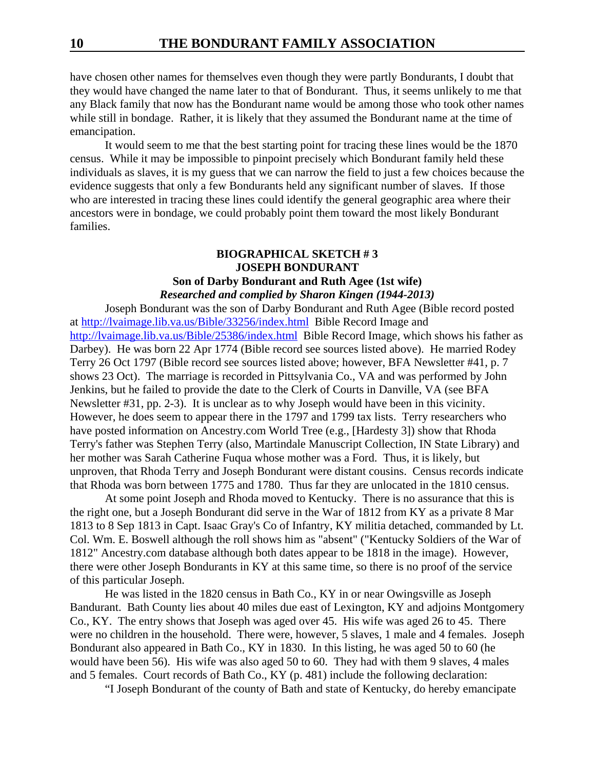have chosen other names for themselves even though they were partly Bondurants, I doubt that they would have changed the name later to that of Bondurant. Thus, it seems unlikely to me that any Black family that now has the Bondurant name would be among those who took other names while still in bondage. Rather, it is likely that they assumed the Bondurant name at the time of emancipation.

It would seem to me that the best starting point for tracing these lines would be the 1870 census. While it may be impossible to pinpoint precisely which Bondurant family held these individuals as slaves, it is my guess that we can narrow the field to just a few choices because the evidence suggests that only a few Bondurants held any significant number of slaves. If those who are interested in tracing these lines could identify the general geographic area where their ancestors were in bondage, we could probably point them toward the most likely Bondurant families.

**BIOGRAPHICAL SKETCH # 3**
**JOSEPH BONDURANT**
**Son of Darby Bondurant and Ruth Agee (1st wife)**
***Researched and complied by Sharon Kingen (1944-2013)***

Joseph Bondurant was the son of Darby Bondurant and Ruth Agee (Bible record posted at http://lvaimage.lib.va.us/Bible/33256/index.html Bible Record Image and http://lvaimage.lib.va.us/Bible/25386/index.html Bible Record Image, which shows his father as Darbey). He was born 22 Apr 1774 (Bible record see sources listed above). He married Rodey Terry 26 Oct 1797 (Bible record see sources listed above; however, BFA Newsletter #41, p. 7 shows 23 Oct). The marriage is recorded in Pittsylvania Co., VA and was performed by John Jenkins, but he failed to provide the date to the Clerk of Courts in Danville, VA (see BFA Newsletter #31, pp. 2-3). It is unclear as to why Joseph would have been in this vicinity. However, he does seem to appear there in the 1797 and 1799 tax lists. Terry researchers who have posted information on Ancestry.com World Tree (e.g., [Hardesty 3]) show that Rhoda Terry's father was Stephen Terry (also, Martindale Manuscript Collection, IN State Library) and her mother was Sarah Catherine Fuqua whose mother was a Ford. Thus, it is likely, but unproven, that Rhoda Terry and Joseph Bondurant were distant cousins. Census records indicate that Rhoda was born between 1775 and 1780. Thus far they are unlocated in the 1810 census.

At some point Joseph and Rhoda moved to Kentucky. There is no assurance that this is the right one, but a Joseph Bondurant did serve in the War of 1812 from KY as a private 8 Mar 1813 to 8 Sep 1813 in Capt. Isaac Gray's Co of Infantry, KY militia detached, commanded by Lt. Col. Wm. E. Boswell although the roll shows him as "absent" ("Kentucky Soldiers of the War of 1812" Ancestry.com database although both dates appear to be 1818 in the image). However, there were other Joseph Bondurants in KY at this same time, so there is no proof of the service of this particular Joseph.

He was listed in the 1820 census in Bath Co., KY in or near Owingsville as Joseph Bandurant. Bath County lies about 40 miles due east of Lexington, KY and adjoins Montgomery Co., KY. The entry shows that Joseph was aged over 45. His wife was aged 26 to 45. There were no children in the household. There were, however, 5 slaves, 1 male and 4 females. Joseph Bondurant also appeared in Bath Co., KY in 1830. In this listing, he was aged 50 to 60 (he would have been 56). His wife was also aged 50 to 60. They had with them 9 slaves, 4 males and 5 females. Court records of Bath Co., KY (p. 481) include the following declaration:

"I Joseph Bondurant of the county of Bath and state of Kentucky, do hereby emancipate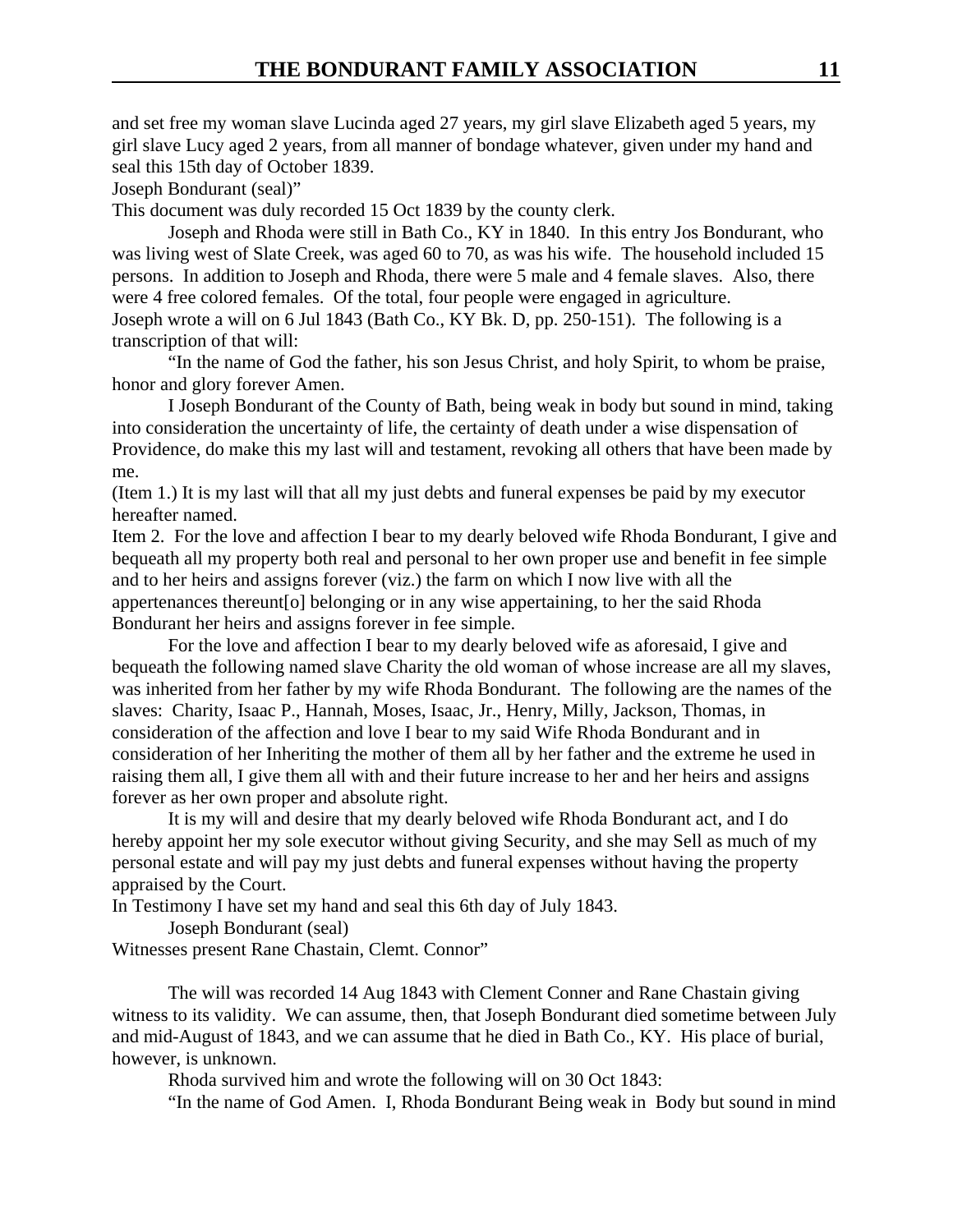and set free my woman slave Lucinda aged 27 years, my girl slave Elizabeth aged 5 years, my girl slave Lucy aged 2 years, from all manner of bondage whatever, given under my hand and seal this 15th day of October 1839.

Joseph Bondurant (seal)"

This document was duly recorded 15 Oct 1839 by the county clerk.

Joseph and Rhoda were still in Bath Co., KY in 1840. In this entry Jos Bondurant, who was living west of Slate Creek, was aged 60 to 70, as was his wife. The household included 15 persons. In addition to Joseph and Rhoda, there were 5 male and 4 female slaves. Also, there were 4 free colored females. Of the total, four people were engaged in agriculture.

Joseph wrote a will on 6 Jul 1843 (Bath Co., KY Bk. D, pp. 250-151). The following is a transcription of that will:

"In the name of God the father, his son Jesus Christ, and holy Spirit, to whom be praise, honor and glory forever Amen.

I Joseph Bondurant of the County of Bath, being weak in body but sound in mind, taking into consideration the uncertainty of life, the certainty of death under a wise dispensation of Providence, do make this my last will and testament, revoking all others that have been made by me.

(Item 1.) It is my last will that all my just debts and funeral expenses be paid by my executor hereafter named.

Item 2. For the love and affection I bear to my dearly beloved wife Rhoda Bondurant, I give and bequeath all my property both real and personal to her own proper use and benefit in fee simple and to her heirs and assigns forever (viz.) the farm on which I now live with all the appertenances thereunt[o] belonging or in any wise appertaining, to her the said Rhoda Bondurant her heirs and assigns forever in fee simple.

For the love and affection I bear to my dearly beloved wife as aforesaid, I give and bequeath the following named slave Charity the old woman of whose increase are all my slaves, was inherited from her father by my wife Rhoda Bondurant. The following are the names of the slaves: Charity, Isaac P., Hannah, Moses, Isaac, Jr., Henry, Milly, Jackson, Thomas, in consideration of the affection and love I bear to my said Wife Rhoda Bondurant and in consideration of her Inheriting the mother of them all by her father and the extreme he used in raising them all, I give them all with and their future increase to her and her heirs and assigns forever as her own proper and absolute right.

It is my will and desire that my dearly beloved wife Rhoda Bondurant act, and I do hereby appoint her my sole executor without giving Security, and she may Sell as much of my personal estate and will pay my just debts and funeral expenses without having the property appraised by the Court.

In Testimony I have set my hand and seal this 6th day of July 1843.

Joseph Bondurant (seal)

Witnesses present Rane Chastain, Clemt. Connor"

The will was recorded 14 Aug 1843 with Clement Conner and Rane Chastain giving witness to its validity. We can assume, then, that Joseph Bondurant died sometime between July and mid-August of 1843, and we can assume that he died in Bath Co., KY. His place of burial, however, is unknown.

Rhoda survived him and wrote the following will on 30 Oct 1843:

"In the name of God Amen. I, Rhoda Bondurant Being weak in Body but sound in mind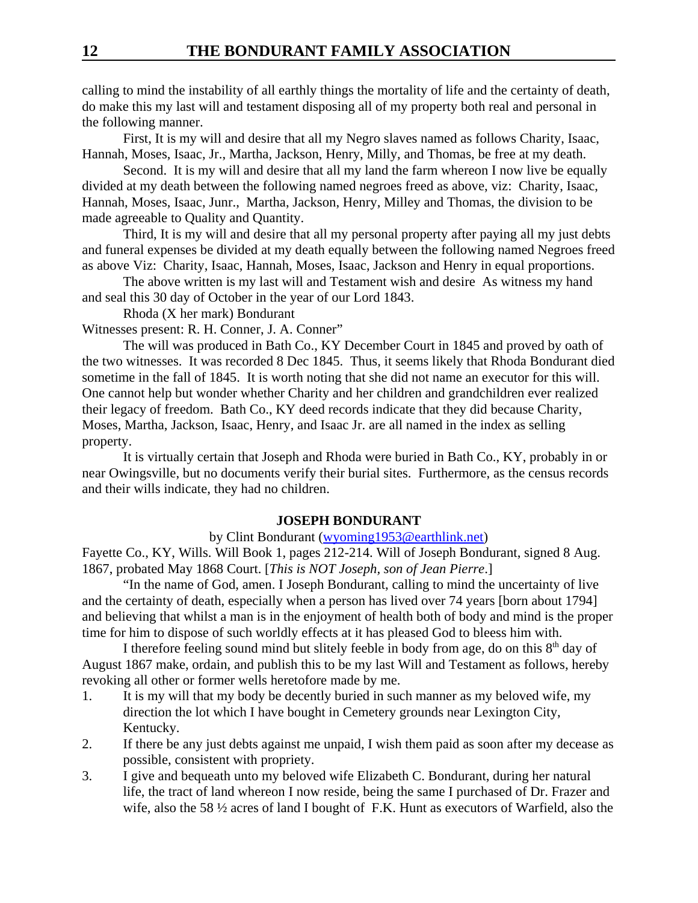calling to mind the instability of all earthly things the mortality of life and the certainty of death, do make this my last will and testament disposing all of my property both real and personal in the following manner.

First, It is my will and desire that all my Negro slaves named as follows Charity, Isaac, Hannah, Moses, Isaac, Jr., Martha, Jackson, Henry, Milly, and Thomas, be free at my death.

Second. It is my will and desire that all my land the farm whereon I now live be equally divided at my death between the following named negroes freed as above, viz: Charity, Isaac, Hannah, Moses, Isaac, Junr., Martha, Jackson, Henry, Milley and Thomas, the division to be made agreeable to Quality and Quantity.

Third, It is my will and desire that all my personal property after paying all my just debts and funeral expenses be divided at my death equally between the following named Negroes freed as above Viz: Charity, Isaac, Hannah, Moses, Isaac, Jackson and Henry in equal proportions.

The above written is my last will and Testament wish and desire As witness my hand and seal this 30 day of October in the year of our Lord 1843.

Rhoda (X her mark) Bondurant

Witnesses present: R. H. Conner, J. A. Conner"

The will was produced in Bath Co., KY December Court in 1845 and proved by oath of the two witnesses. It was recorded 8 Dec 1845. Thus, it seems likely that Rhoda Bondurant died sometime in the fall of 1845. It is worth noting that she did not name an executor for this will. One cannot help but wonder whether Charity and her children and grandchildren ever realized their legacy of freedom. Bath Co., KY deed records indicate that they did because Charity, Moses, Martha, Jackson, Isaac, Henry, and Isaac Jr. are all named in the index as selling property.

It is virtually certain that Joseph and Rhoda were buried in Bath Co., KY, probably in or near Owingsville, but no documents verify their burial sites. Furthermore, as the census records and their wills indicate, they had no children.

### JOSEPH BONDURANT

by Clint Bondurant (wyoming1953@earthlink.net)

Fayette Co., KY, Wills. Will Book 1, pages 212-214. Will of Joseph Bondurant, signed 8 Aug. 1867, probated May 1868 Court. [*This is NOT Joseph, son of Jean Pierre*.]

"In the name of God, amen. I Joseph Bondurant, calling to mind the uncertainty of live and the certainty of death, especially when a person has lived over 74 years [born about 1794] and believing that whilst a man is in the enjoyment of health both of body and mind is the proper time for him to dispose of such worldly effects at it has pleased God to bleess him with.

I therefore feeling sound mind but slitely feeble in body from age, do on this 8th day of August 1867 make, ordain, and publish this to be my last Will and Testament as follows, hereby revoking all other or former wells heretofore made by me.

1. It is my will that my body be decently buried in such manner as my beloved wife, my direction the lot which I have bought in Cemetery grounds near Lexington City, Kentucky.
2. If there be any just debts against me unpaid, I wish them paid as soon after my decease as possible, consistent with propriety.
3. I give and bequeath unto my beloved wife Elizabeth C. Bondurant, during her natural life, the tract of land whereon I now reside, being the same I purchased of Dr. Frazer and wife, also the 58 ½ acres of land I bought of F.K. Hunt as executors of Warfield, also the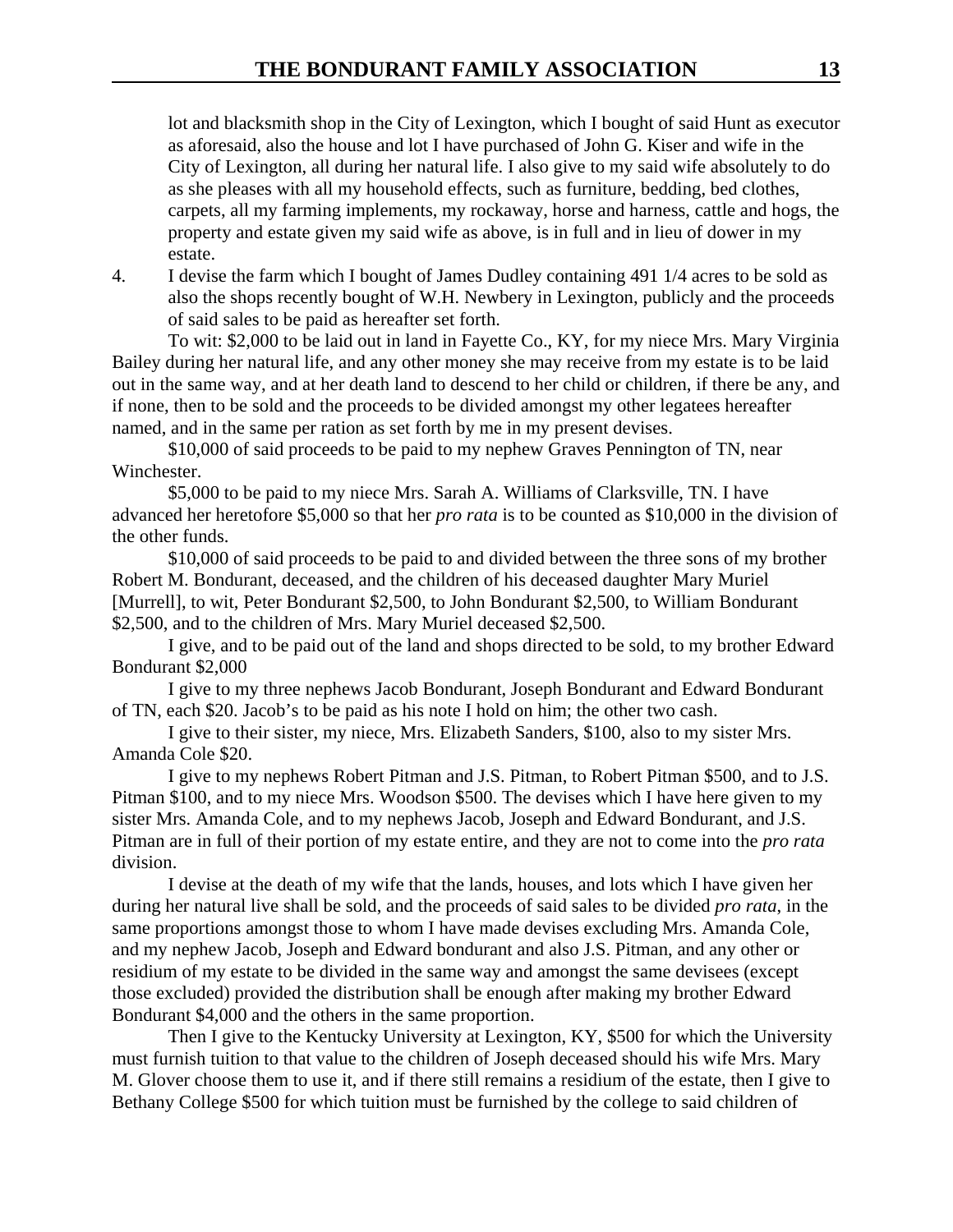lot and blacksmith shop in the City of Lexington, which I bought of said Hunt as executor as aforesaid, also the house and lot I have purchased of John G. Kiser and wife in the City of Lexington, all during her natural life. I also give to my said wife absolutely to do as she pleases with all my household effects, such as furniture, bedding, bed clothes, carpets, all my farming implements, my rockaway, horse and harness, cattle and hogs, the property and estate given my said wife as above, is in full and in lieu of dower in my estate.

4. I devise the farm which I bought of James Dudley containing 491 1/4 acres to be sold as also the shops recently bought of W.H. Newbery in Lexington, publicly and the proceeds of said sales to be paid as hereafter set forth.

To wit: $2,000 to be laid out in land in Fayette Co., KY, for my niece Mrs. Mary Virginia Bailey during her natural life, and any other money she may receive from my estate is to be laid out in the same way, and at her death land to descend to her child or children, if there be any, and if none, then to be sold and the proceeds to be divided amongst my other legatees hereafter named, and in the same per ration as set forth by me in my present devises.

$10,000 of said proceeds to be paid to my nephew Graves Pennington of TN, near Winchester.

$5,000 to be paid to my niece Mrs. Sarah A. Williams of Clarksville, TN. I have advanced her heretofore $5,000 so that her *pro rata* is to be counted as $10,000 in the division of the other funds.

$10,000 of said proceeds to be paid to and divided between the three sons of my brother Robert M. Bondurant, deceased, and the children of his deceased daughter Mary Muriel [Murrell], to wit, Peter Bondurant $2,500, to John Bondurant $2,500, to William Bondurant $2,500, and to the children of Mrs. Mary Muriel deceased $2,500.

I give, and to be paid out of the land and shops directed to be sold, to my brother Edward Bondurant $2,000

I give to my three nephews Jacob Bondurant, Joseph Bondurant and Edward Bondurant of TN, each $20. Jacob's to be paid as his note I hold on him; the other two cash.

I give to their sister, my niece, Mrs. Elizabeth Sanders, $100, also to my sister Mrs. Amanda Cole $20.

I give to my nephews Robert Pitman and J.S. Pitman, to Robert Pitman $500, and to J.S. Pitman $100, and to my niece Mrs. Woodson $500. The devises which I have here given to my sister Mrs. Amanda Cole, and to my nephews Jacob, Joseph and Edward Bondurant, and J.S. Pitman are in full of their portion of my estate entire, and they are not to come into the *pro rata* division.

I devise at the death of my wife that the lands, houses, and lots which I have given her during her natural live shall be sold, and the proceeds of said sales to be divided *pro rata*, in the same proportions amongst those to whom I have made devises excluding Mrs. Amanda Cole, and my nephew Jacob, Joseph and Edward bondurant and also J.S. Pitman, and any other or residium of my estate to be divided in the same way and amongst the same devisees (except those excluded) provided the distribution shall be enough after making my brother Edward Bondurant $4,000 and the others in the same proportion.

Then I give to the Kentucky University at Lexington, KY, $500 for which the University must furnish tuition to that value to the children of Joseph deceased should his wife Mrs. Mary M. Glover choose them to use it, and if there still remains a residium of the estate, then I give to Bethany College $500 for which tuition must be furnished by the college to said children of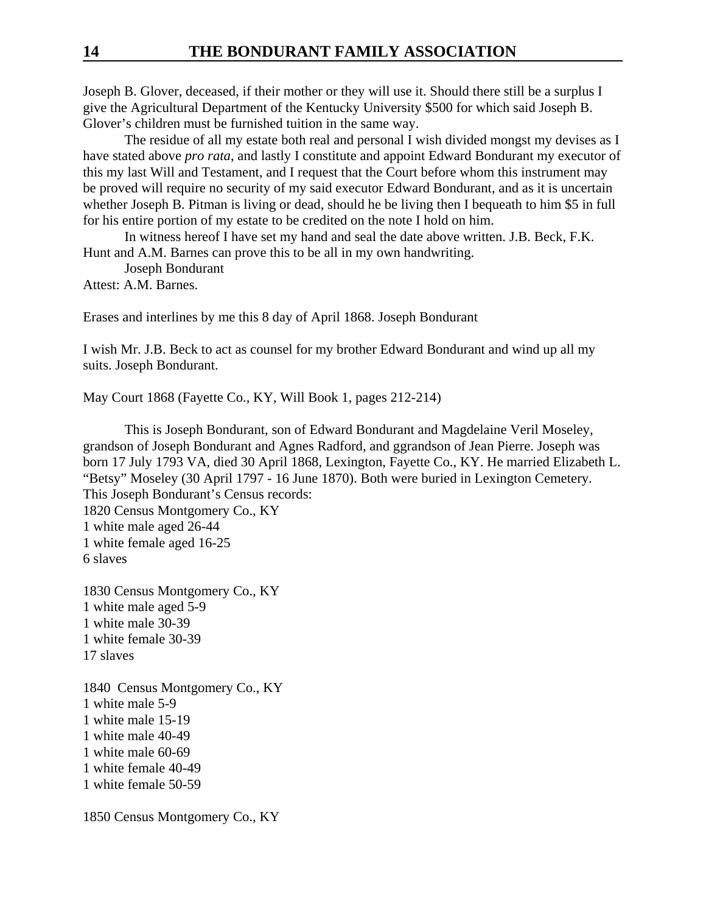Joseph B. Glover, deceased, if their mother or they will use it. Should there still be a surplus I give the Agricultural Department of the Kentucky University $500 for which said Joseph B. Glover's children must be furnished tuition in the same way.

The residue of all my estate both real and personal I wish divided mongst my devises as I have stated above *pro rata*, and lastly I constitute and appoint Edward Bondurant my executor of this my last Will and Testament, and I request that the Court before whom this instrument may be proved will require no security of my said executor Edward Bondurant, and as it is uncertain whether Joseph B. Pitman is living or dead, should he be living then I bequeath to him $5 in full for his entire portion of my estate to be credited on the note I hold on him.

In witness hereof I have set my hand and seal the date above written. J.B. Beck, F.K. Hunt and A.M. Barnes can prove this to be all in my own handwriting.

Joseph Bondurant

Attest: A.M. Barnes.

Erases and interlines by me this 8 day of April 1868. Joseph Bondurant

I wish Mr. J.B. Beck to act as counsel for my brother Edward Bondurant and wind up all my suits. Joseph Bondurant.

May Court 1868 (Fayette Co., KY, Will Book 1, pages 212-214)

This is Joseph Bondurant, son of Edward Bondurant and Magdelaine Veril Moseley, grandson of Joseph Bondurant and Agnes Radford, and ggrandson of Jean Pierre. Joseph was born 17 July 1793 VA, died 30 April 1868, Lexington, Fayette Co., KY. He married Elizabeth L. "Betsy" Moseley (30 April 1797 - 16 June 1870). Both were buried in Lexington Cemetery.

This Joseph Bondurant's Census records:

1820 Census Montgomery Co., KY
1 white male aged 26-44
1 white female aged 16-25
6 slaves

1830 Census Montgomery Co., KY
1 white male aged 5-9
1 white male 30-39
1 white female 30-39
17 slaves

1840 Census Montgomery Co., KY
1 white male 5-9
1 white male 15-19
1 white male 40-49
1 white male 60-69
1 white female 40-49
1 white female 50-59

1850 Census Montgomery Co., KY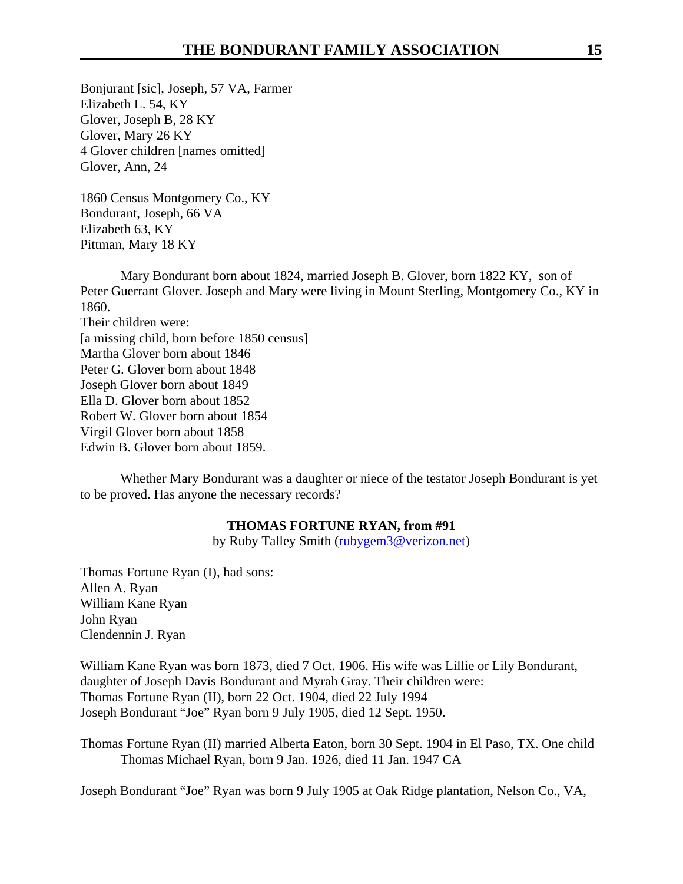Bonjurant [sic], Joseph, 57 VA, Farmer
Elizabeth L. 54, KY
Glover, Joseph B, 28 KY
Glover, Mary 26 KY
4 Glover children [names omitted]
Glover, Ann, 24

1860 Census Montgomery Co., KY
Bondurant, Joseph, 66 VA
Elizabeth 63, KY
Pittman, Mary 18 KY

Mary Bondurant born about 1824, married Joseph B. Glover, born 1822 KY, son of Peter Guerrant Glover. Joseph and Mary were living in Mount Sterling, Montgomery Co., KY in 1860.
Their children were:
[a missing child, born before 1850 census]
Martha Glover born about 1846
Peter G. Glover born about 1848
Joseph Glover born about 1849
Ella D. Glover born about 1852
Robert W. Glover born about 1854
Virgil Glover born about 1858
Edwin B. Glover born about 1859.

Whether Mary Bondurant was a daughter or niece of the testator Joseph Bondurant is yet to be proved. Has anyone the necessary records?

### THOMAS FORTUNE RYAN, from #91

by Ruby Talley Smith (rubygem3@verizon.net)

Thomas Fortune Ryan (I), had sons:
Allen A. Ryan
William Kane Ryan
John Ryan
Clendennin J. Ryan

William Kane Ryan was born 1873, died 7 Oct. 1906. His wife was Lillie or Lily Bondurant, daughter of Joseph Davis Bondurant and Myrah Gray. Their children were:
Thomas Fortune Ryan (II), born 22 Oct. 1904, died 22 July 1994
Joseph Bondurant "Joe" Ryan born 9 July 1905, died 12 Sept. 1950.

Thomas Fortune Ryan (II) married Alberta Eaton, born 30 Sept. 1904 in El Paso, TX. One child
Thomas Michael Ryan, born 9 Jan. 1926, died 11 Jan. 1947 CA

Joseph Bondurant "Joe" Ryan was born 9 July 1905 at Oak Ridge plantation, Nelson Co., VA,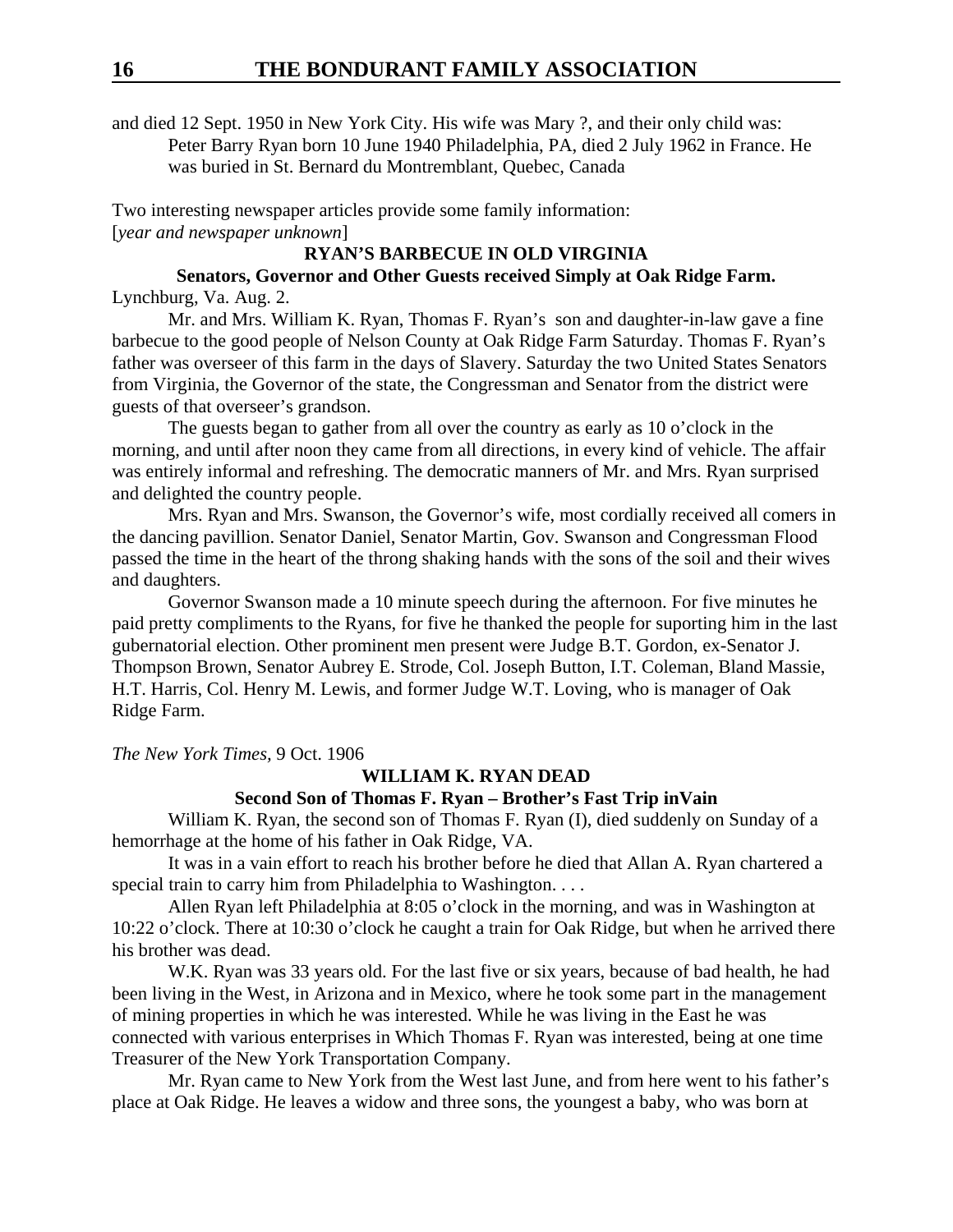and died 12 Sept. 1950 in New York City. His wife was Mary ?, and their only child was:

Peter Barry Ryan born 10 June 1940 Philadelphia, PA, died 2 July 1962 in France. He was buried in St. Bernard du Montremblant, Quebec, Canada

Two interesting newspaper articles provide some family information:
[*year and newspaper unknown*]

**RYAN'S BARBECUE IN OLD VIRGINIA**

**Senators, Governor and Other Guests received Simply at Oak Ridge Farm.**

Lynchburg, Va. Aug. 2.

Mr. and Mrs. William K. Ryan, Thomas F. Ryan's son and daughter-in-law gave a fine barbecue to the good people of Nelson County at Oak Ridge Farm Saturday. Thomas F. Ryan's father was overseer of this farm in the days of Slavery. Saturday the two United States Senators from Virginia, the Governor of the state, the Congressman and Senator from the district were guests of that overseer's grandson.

The guests began to gather from all over the country as early as 10 o'clock in the morning, and until after noon they came from all directions, in every kind of vehicle. The affair was entirely informal and refreshing. The democratic manners of Mr. and Mrs. Ryan surprised and delighted the country people.

Mrs. Ryan and Mrs. Swanson, the Governor's wife, most cordially received all comers in the dancing pavillion. Senator Daniel, Senator Martin, Gov. Swanson and Congressman Flood passed the time in the heart of the throng shaking hands with the sons of the soil and their wives and daughters.

Governor Swanson made a 10 minute speech during the afternoon. For five minutes he paid pretty compliments to the Ryans, for five he thanked the people for suporting him in the last gubernatorial election. Other prominent men present were Judge B.T. Gordon, ex-Senator J. Thompson Brown, Senator Aubrey E. Strode, Col. Joseph Button, I.T. Coleman, Bland Massie, H.T. Harris, Col. Henry M. Lewis, and former Judge W.T. Loving, who is manager of Oak Ridge Farm.

*The New York Times,* 9 Oct. 1906

**WILLIAM K. RYAN DEAD**

**Second Son of Thomas F. Ryan – Brother's Fast Trip inVain**

William K. Ryan, the second son of Thomas F. Ryan (I), died suddenly on Sunday of a hemorrhage at the home of his father in Oak Ridge, VA.

It was in a vain effort to reach his brother before he died that Allan A. Ryan chartered a special train to carry him from Philadelphia to Washington. . . .

Allen Ryan left Philadelphia at 8:05 o'clock in the morning, and was in Washington at 10:22 o'clock. There at 10:30 o'clock he caught a train for Oak Ridge, but when he arrived there his brother was dead.

W.K. Ryan was 33 years old. For the last five or six years, because of bad health, he had been living in the West, in Arizona and in Mexico, where he took some part in the management of mining properties in which he was interested. While he was living in the East he was connected with various enterprises in Which Thomas F. Ryan was interested, being at one time Treasurer of the New York Transportation Company.

Mr. Ryan came to New York from the West last June, and from here went to his father's place at Oak Ridge. He leaves a widow and three sons, the youngest a baby, who was born at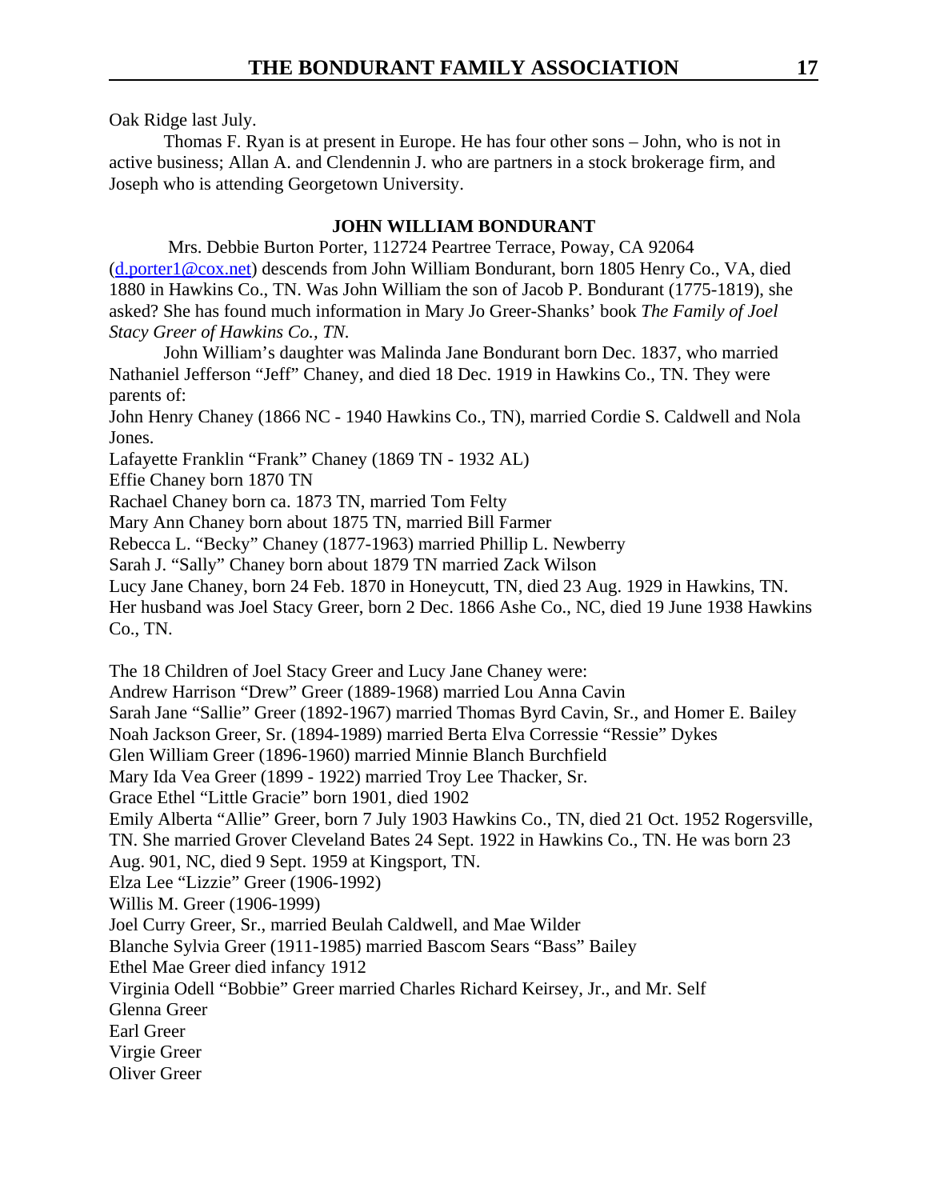Oak Ridge last July.

Thomas F. Ryan is at present in Europe. He has four other sons – John, who is not in active business; Allan A. and Clendennin J. who are partners in a stock brokerage firm, and Joseph who is attending Georgetown University.

## JOHN WILLIAM BONDURANT

Mrs. Debbie Burton Porter, 112724 Peartree Terrace, Poway, CA 92064 (d.porter1@cox.net) descends from John William Bondurant, born 1805 Henry Co., VA, died 1880 in Hawkins Co., TN. Was John William the son of Jacob P. Bondurant (1775-1819), she asked? She has found much information in Mary Jo Greer-Shanks' book *The Family of Joel Stacy Greer of Hawkins Co., TN.*

John William's daughter was Malinda Jane Bondurant born Dec. 1837, who married Nathaniel Jefferson "Jeff" Chaney, and died 18 Dec. 1919 in Hawkins Co., TN. They were parents of:

John Henry Chaney (1866 NC - 1940 Hawkins Co., TN), married Cordie S. Caldwell and Nola Jones.
Lafayette Franklin "Frank" Chaney (1869 TN - 1932 AL)
Effie Chaney born 1870 TN
Rachael Chaney born ca. 1873 TN, married Tom Felty
Mary Ann Chaney born about 1875 TN, married Bill Farmer
Rebecca L. "Becky" Chaney (1877-1963) married Phillip L. Newberry
Sarah J. "Sally" Chaney born about 1879 TN married Zack Wilson
Lucy Jane Chaney, born 24 Feb. 1870 in Honeycutt, TN, died 23 Aug. 1929 in Hawkins, TN. Her husband was Joel Stacy Greer, born 2 Dec. 1866 Ashe Co., NC, died 19 June 1938 Hawkins Co., TN.

The 18 Children of Joel Stacy Greer and Lucy Jane Chaney were:
Andrew Harrison "Drew" Greer (1889-1968) married Lou Anna Cavin
Sarah Jane "Sallie" Greer (1892-1967) married Thomas Byrd Cavin, Sr., and Homer E. Bailey
Noah Jackson Greer, Sr. (1894-1989) married Berta Elva Corressie "Ressie" Dykes
Glen William Greer (1896-1960) married Minnie Blanch Burchfield
Mary Ida Vea Greer (1899 - 1922) married Troy Lee Thacker, Sr.
Grace Ethel "Little Gracie" born 1901, died 1902
Emily Alberta "Allie" Greer, born 7 July 1903 Hawkins Co., TN, died 21 Oct. 1952 Rogersville, TN. She married Grover Cleveland Bates 24 Sept. 1922 in Hawkins Co., TN. He was born 23 Aug. 901, NC, died 9 Sept. 1959 at Kingsport, TN.
Elza Lee "Lizzie" Greer (1906-1992)
Willis M. Greer (1906-1999)
Joel Curry Greer, Sr., married Beulah Caldwell, and Mae Wilder
Blanche Sylvia Greer (1911-1985) married Bascom Sears "Bass" Bailey
Ethel Mae Greer died infancy 1912
Virginia Odell "Bobbie" Greer married Charles Richard Keirsey, Jr., and Mr. Self
Glenna Greer
Earl Greer
Virgie Greer
Oliver Greer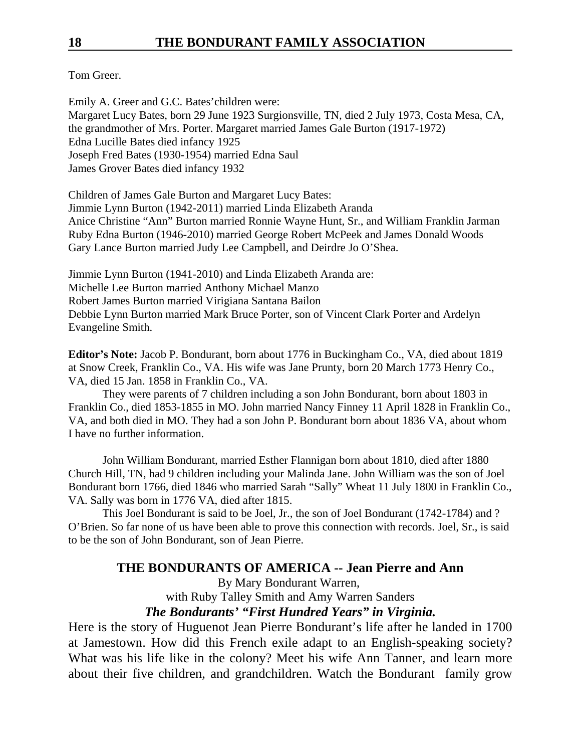Tom Greer.

Emily A. Greer and G.C. Bates'children were:
Margaret Lucy Bates, born 29 June 1923 Surgionsville, TN, died 2 July 1973, Costa Mesa, CA, the grandmother of Mrs. Porter. Margaret married James Gale Burton (1917-1972)
Edna Lucille Bates died infancy 1925
Joseph Fred Bates (1930-1954) married Edna Saul
James Grover Bates died infancy 1932

Children of James Gale Burton and Margaret Lucy Bates:
Jimmie Lynn Burton (1942-2011) married Linda Elizabeth Aranda
Anice Christine "Ann" Burton married Ronnie Wayne Hunt, Sr., and William Franklin Jarman
Ruby Edna Burton (1946-2010) married George Robert McPeek and James Donald Woods
Gary Lance Burton married Judy Lee Campbell, and Deirdre Jo O'Shea.

Jimmie Lynn Burton (1941-2010) and Linda Elizabeth Aranda are:
Michelle Lee Burton married Anthony Michael Manzo
Robert James Burton married Virigiana Santana Bailon
Debbie Lynn Burton married Mark Bruce Porter, son of Vincent Clark Porter and Ardelyn Evangeline Smith.

**Editor's Note:** Jacob P. Bondurant, born about 1776 in Buckingham Co., VA, died about 1819 at Snow Creek, Franklin Co., VA. His wife was Jane Prunty, born 20 March 1773 Henry Co., VA, died 15 Jan. 1858 in Franklin Co., VA.

They were parents of 7 children including a son John Bondurant, born about 1803 in Franklin Co., died 1853-1855 in MO. John married Nancy Finney 11 April 1828 in Franklin Co., VA, and both died in MO. They had a son John P. Bondurant born about 1836 VA, about whom I have no further information.

John William Bondurant, married Esther Flannigan born about 1810, died after 1880 Church Hill, TN, had 9 children including your Malinda Jane. John William was the son of Joel Bondurant born 1766, died 1846 who married Sarah "Sally" Wheat 11 July 1800 in Franklin Co., VA. Sally was born in 1776 VA, died after 1815.

This Joel Bondurant is said to be Joel, Jr., the son of Joel Bondurant (1742-1784) and ? O'Brien. So far none of us have been able to prove this connection with records. Joel, Sr., is said to be the son of John Bondurant, son of Jean Pierre.

## THE BONDURANTS OF AMERICA -- Jean Pierre and Ann

By Mary Bondurant Warren,
with Ruby Talley Smith and Amy Warren Sanders

***The Bondurants' "First Hundred Years" in Virginia.***

Here is the story of Huguenot Jean Pierre Bondurant's life after he landed in 1700 at Jamestown. How did this French exile adapt to an English-speaking society? What was his life like in the colony? Meet his wife Ann Tanner, and learn more about their five children, and grandchildren. Watch the Bondurant family grow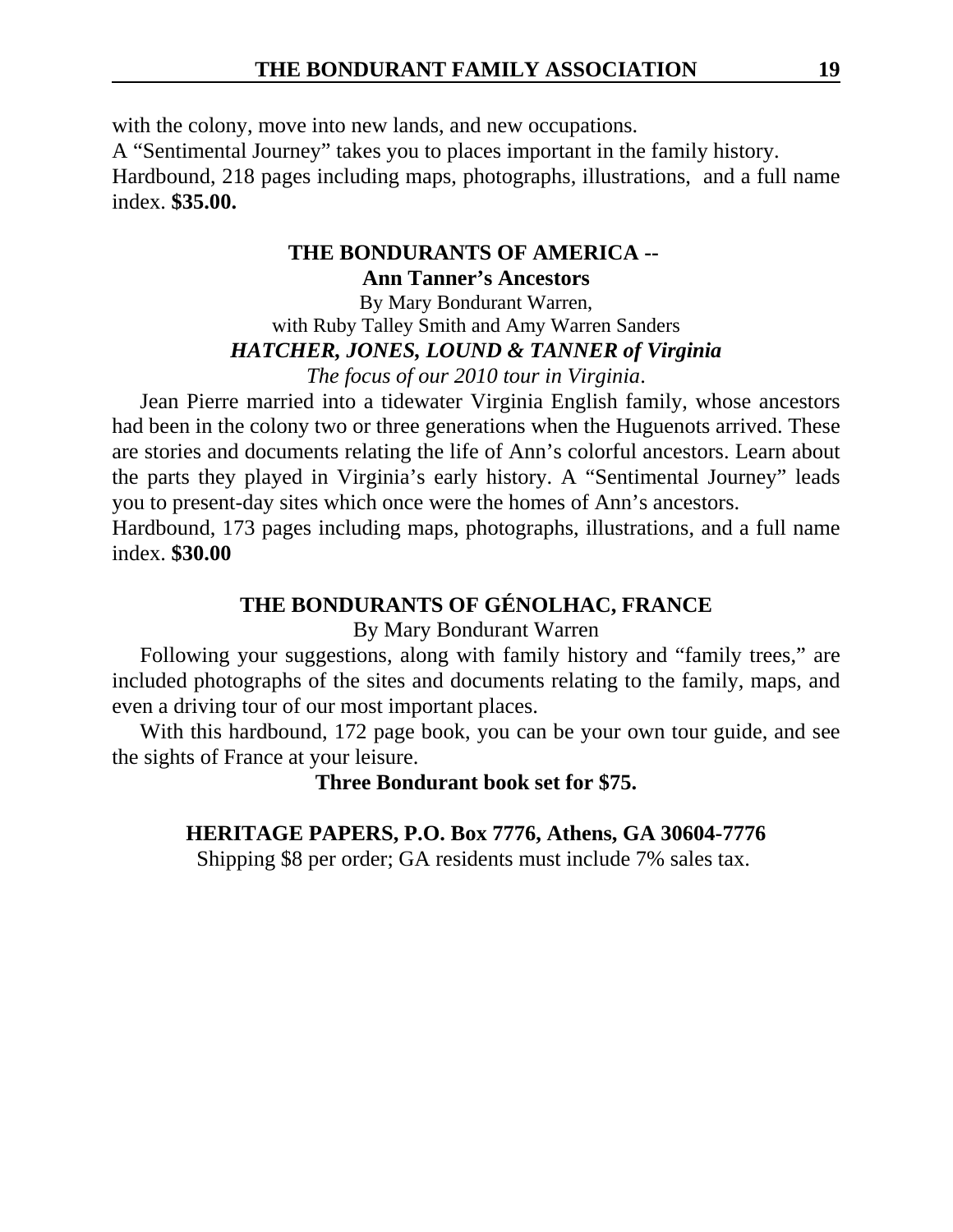with the colony, move into new lands, and new occupations.
A "Sentimental Journey" takes you to places important in the family history.
Hardbound, 218 pages including maps, photographs, illustrations, and a full name index. **$35.00.**

### THE BONDURANTS OF AMERICA -- Ann Tanner's Ancestors

By Mary Bondurant Warren,
with Ruby Talley Smith and Amy Warren Sanders

***HATCHER, JONES, LOUND & TANNER of Virginia***

*The focus of our 2010 tour in Virginia*.

Jean Pierre married into a tidewater Virginia English family, whose ancestors had been in the colony two or three generations when the Huguenots arrived. These are stories and documents relating the life of Ann's colorful ancestors. Learn about the parts they played in Virginia's early history. A "Sentimental Journey" leads you to present-day sites which once were the homes of Ann's ancestors.
Hardbound, 173 pages including maps, photographs, illustrations, and a full name index. **$30.00**

### THE BONDURANTS OF GÉNOLHAC, FRANCE

By Mary Bondurant Warren

Following your suggestions, along with family history and "family trees," are included photographs of the sites and documents relating to the family, maps, and even a driving tour of our most important places.

With this hardbound, 172 page book, you can be your own tour guide, and see the sights of France at your leisure.

**Three Bondurant book set for $75.**

**HERITAGE PAPERS, P.O. Box 7776, Athens, GA 30604-7776**

Shipping $8 per order; GA residents must include 7% sales tax.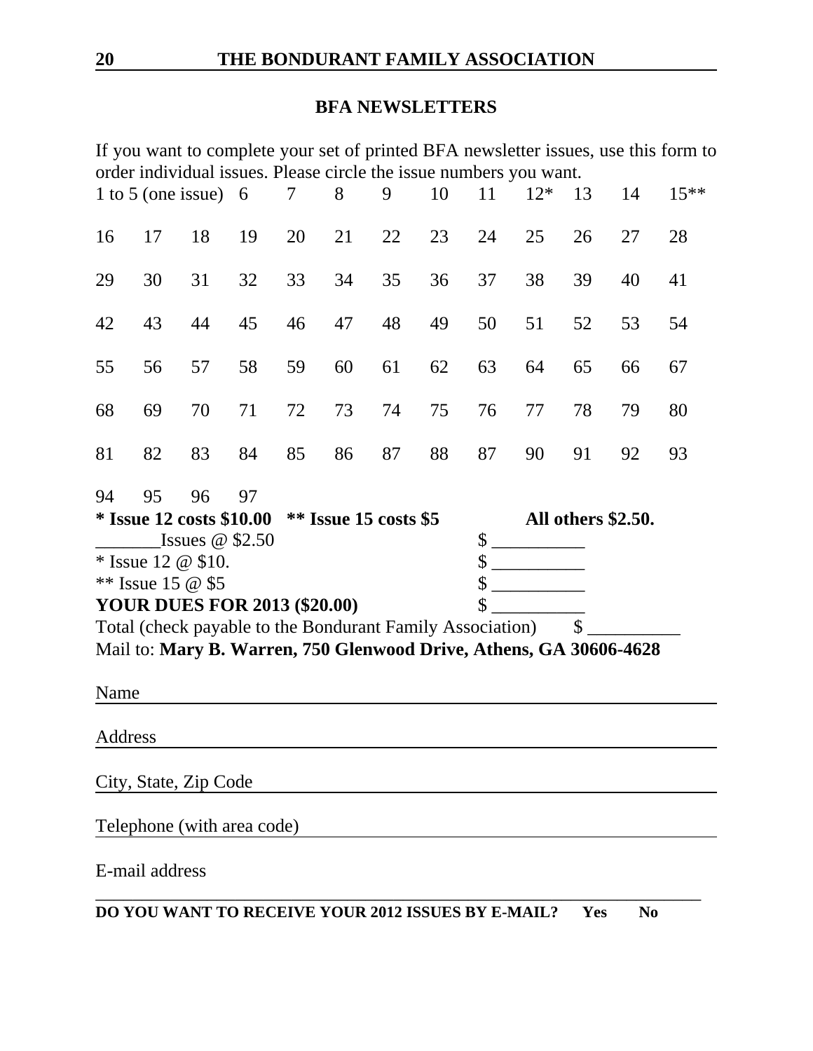## BFA NEWSLETTERS

If you want to complete your set of printed BFA newsletter issues, use this form to order individual issues. Please circle the issue numbers you want.

| | | | | | | | | | | | | |
|---|---|---|---|---|---|---|---|---|---|---|---|---|
| 1 to 5 (one issue) | | | 6 | 7 | 8 | 9 | 10 | 11 | 12* | 13 | 14 | 15** |
| 16 | 17 | 18 | 19 | 20 | 21 | 22 | 23 | 24 | 25 | 26 | 27 | 28 |
| 29 | 30 | 31 | 32 | 33 | 34 | 35 | 36 | 37 | 38 | 39 | 40 | 41 |
| 42 | 43 | 44 | 45 | 46 | 47 | 48 | 49 | 50 | 51 | 52 | 53 | 54 |
| 55 | 56 | 57 | 58 | 59 | 60 | 61 | 62 | 63 | 64 | 65 | 66 | 67 |
| 68 | 69 | 70 | 71 | 72 | 73 | 74 | 75 | 76 | 77 | 78 | 79 | 80 |
| 81 | 82 | 83 | 84 | 85 | 86 | 87 | 88 | 87 | 90 | 91 | 92 | 93 |
| 94 | 95 | 96 | 97 | | | | | | | | | |

**\* Issue 12 costs $10.00 ** Issue 15 costs $5 All others $2.50.**

_______Issues @ $2.50 $ __________

* Issue 12 @ $10. $ __________

** Issue 15 @ $5 $ __________

**YOUR DUES FOR 2013 ($20.00)** $ __________

Total (check payable to the Bondurant Family Association) $ __________

Mail to: **Mary B. Warren, 750 Glenwood Drive, Athens, GA 30606-4628**

Name ______________________________________________

Address ______________________________________________

City, State, Zip Code ______________________________________________

Telephone (with area code) ______________________________________________

E-mail address ______________________________________________

**DO YOU WANT TO RECEIVE YOUR 2012 ISSUES BY E-MAIL? Yes No**